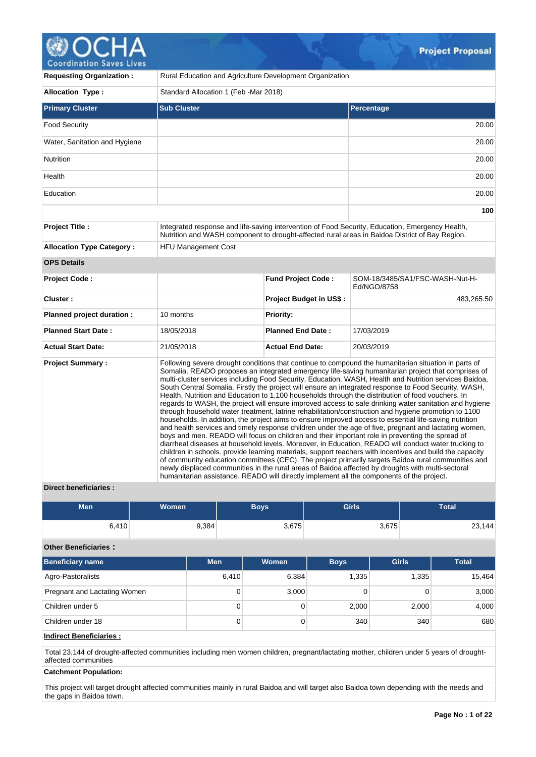# OCHA
Coordination Saves Lives

**Project Proposal**

| **Requesting Organization :** | Rural Education and Agriculture Development Organization |
|---|---|
| **Allocation Type :** | Standard Allocation 1 (Feb -Mar 2018) |

| **Primary Cluster** | **Sub Cluster** | **Percentage** |
|---|---|---|
| Food Security | | 20.00 |
| Water, Sanitation and Hygiene | | 20.00 |
| Nutrition | | 20.00 |
| Health | | 20.00 |
| Education | | 20.00 |
| | | **100** |

| **Project Title :** | Integrated response and life-saving intervention of Food Security, Education, Emergency Health, Nutrition and WASH component to drought-affected rural areas in Baidoa District of Bay Region. |
|---|---|
| **Allocation Type Category :** | HFU Management Cost |

**OPS Details**

| | | | |
|---|---|---|---|
| **Project Code :** | | **Fund Project Code :** | SOM-18/3485/SA1/FSC-WASH-Nut-H-Ed/NGO/8758 |
| **Cluster :** | | **Project Budget in US$ :** | 483,265.50 |
| **Planned project duration :** | 10 months | **Priority:** | |
| **Planned Start Date :** | 18/05/2018 | **Planned End Date :** | 17/03/2019 |
| **Actual Start Date:** | 21/05/2018 | **Actual End Date:** | 20/03/2019 |

**Project Summary :**

Following severe drought conditions that continue to compound the humanitarian situation in parts of Somalia, READO proposes an integrated emergency life-saving humanitarian project that comprises of multi-cluster services including Food Security, Education, WASH, Health and Nutrition services Baidoa, South Central Somalia. Firstly the project will ensure an integrated response to Food Security, WASH, Health, Nutrition and Education to 1,100 households through the distribution of food vouchers. In regards to WASH, the project will ensure improved access to safe drinking water sanitation and hygiene through household water treatment, latrine rehabilitation/construction and hygiene promotion to 1100 households. In addition, the project aims to ensure improved access to essential life-saving nutrition and health services and timely response children under the age of five, pregnant and lactating women, boys and men. READO will focus on children and their important role in preventing the spread of diarrheal diseases at household levels. Moreover, in Education, READO will conduct water trucking to children in schools. provide learning materials, support teachers with incentives and build the capacity of community education committees (CEC). The project primarily targets Baidoa rural communities and newly displaced communities in the rural areas of Baidoa affected by droughts with multi-sectoral humanitarian assistance. READO will directly implement all the components of the project.

**Direct beneficiaries :**

| Men | Women | Boys | Girls | Total |
|---|---|---|---|---|
| 6,410 | 9,384 | 3,675 | 3,675 | 23,144 |

**Other Beneficiaries :**

| Beneficiary name | Men | Women | Boys | Girls | Total |
|---|---|---|---|---|---|
| Agro-Pastoralists | 6,410 | 6,384 | 1,335 | 1,335 | 15,464 |
| Pregnant and Lactating Women | 0 | 3,000 | 0 | 0 | 3,000 |
| Children under 5 | 0 | 0 | 2,000 | 2,000 | 4,000 |
| Children under 18 | 0 | 0 | 340 | 340 | 680 |

**Indirect Beneficiaries :**

Total 23,144 of drought-affected communities including men women children, pregnant/lactating mother, children under 5 years of drought-affected communities

**Catchment Population:**

This project will target drought affected communities mainly in rural Baidoa and will target also Baidoa town depending with the needs and the gaps in Baidoa town.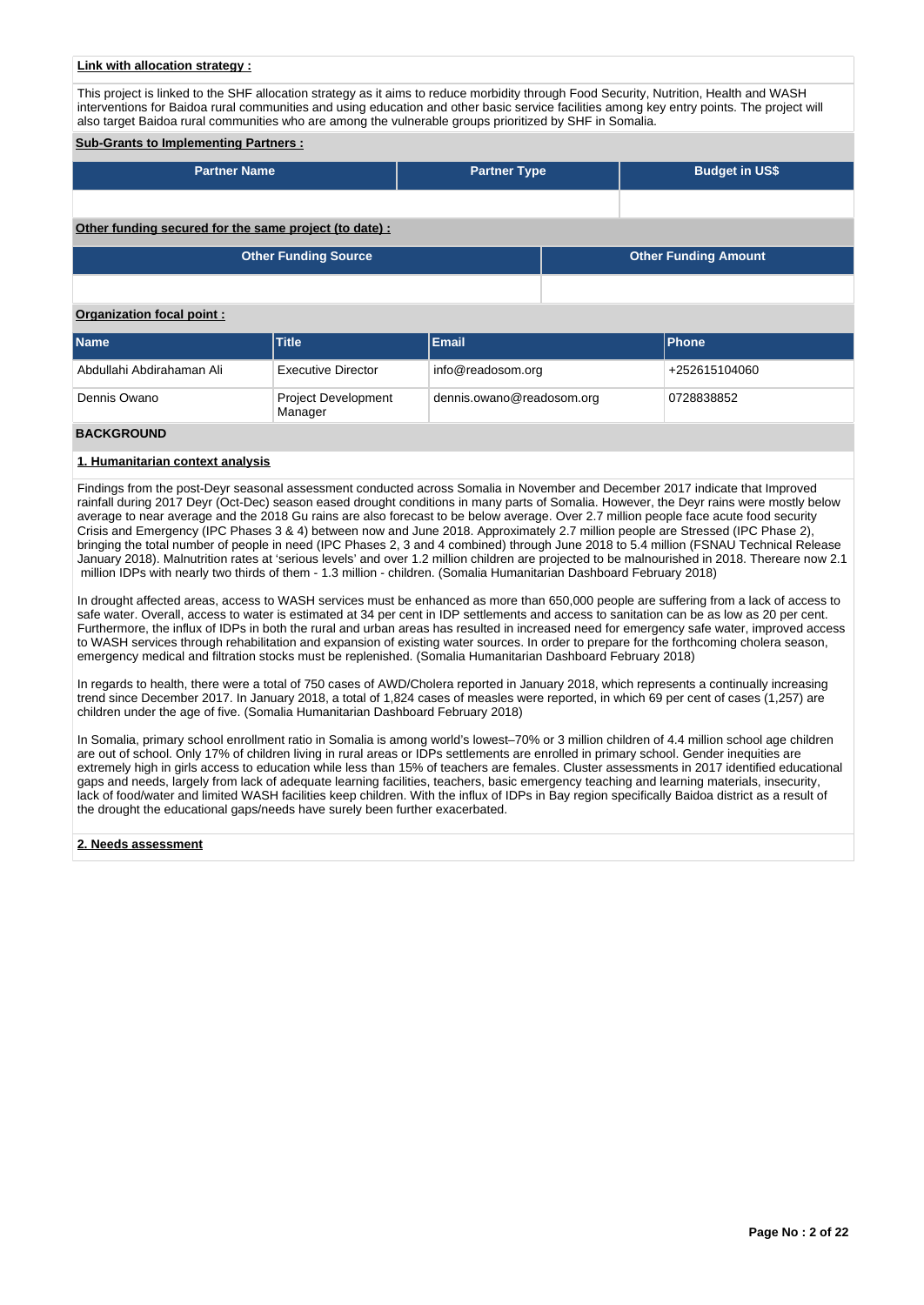**Link with allocation strategy :**

This project is linked to the SHF allocation strategy as it aims to reduce morbidity through Food Security, Nutrition, Health and WASH interventions for Baidoa rural communities and using education and other basic service facilities among key entry points. The project will also target Baidoa rural communities who are among the vulnerable groups prioritized by SHF in Somalia.

**Sub-Grants to Implementing Partners :**

| Partner Name | Partner Type | Budget in US$ |
|---|---|---|
| | | |

**Other funding secured for the same project (to date) :**

| Other Funding Source | Other Funding Amount |
|---|---|
| | |

**Organization focal point :**

| Name | Title | Email | Phone |
|---|---|---|---|
| Abdullahi Abdirahaman Ali | Executive Director | info@readosom.org | +252615104060 |
| Dennis Owano | Project Development Manager | dennis.owano@readosom.org | 0728838852 |

## BACKGROUND

### 1. Humanitarian context analysis

Findings from the post-Deyr seasonal assessment conducted across Somalia in November and December 2017 indicate that Improved rainfall during 2017 Deyr (Oct-Dec) season eased drought conditions in many parts of Somalia. However, the Deyr rains were mostly below average to near average and the 2018 Gu rains are also forecast to be below average. Over 2.7 million people face acute food security Crisis and Emergency (IPC Phases 3 & 4) between now and June 2018. Approximately 2.7 million people are Stressed (IPC Phase 2), bringing the total number of people in need (IPC Phases 2, 3 and 4 combined) through June 2018 to 5.4 million (FSNAU Technical Release January 2018). Malnutrition rates at 'serious levels' and over 1.2 million children are projected to be malnourished in 2018. Thereare now 2.1 million IDPs with nearly two thirds of them - 1.3 million - children. (Somalia Humanitarian Dashboard February 2018)

In drought affected areas, access to WASH services must be enhanced as more than 650,000 people are suffering from a lack of access to safe water. Overall, access to water is estimated at 34 per cent in IDP settlements and access to sanitation can be as low as 20 per cent. Furthermore, the influx of IDPs in both the rural and urban areas has resulted in increased need for emergency safe water, improved access to WASH services through rehabilitation and expansion of existing water sources. In order to prepare for the forthcoming cholera season, emergency medical and filtration stocks must be replenished. (Somalia Humanitarian Dashboard February 2018)

In regards to health, there were a total of 750 cases of AWD/Cholera reported in January 2018, which represents a continually increasing trend since December 2017. In January 2018, a total of 1,824 cases of measles were reported, in which 69 per cent of cases (1,257) are children under the age of five. (Somalia Humanitarian Dashboard February 2018)

In Somalia, primary school enrollment ratio in Somalia is among world's lowest–70% or 3 million children of 4.4 million school age children are out of school. Only 17% of children living in rural areas or IDPs settlements are enrolled in primary school. Gender inequities are extremely high in girls access to education while less than 15% of teachers are females. Cluster assessments in 2017 identified educational gaps and needs, largely from lack of adequate learning facilities, teachers, basic emergency teaching and learning materials, insecurity, lack of food/water and limited WASH facilities keep children. With the influx of IDPs in Bay region specifically Baidoa district as a result of the drought the educational gaps/needs have surely been further exacerbated.

### 2. Needs assessment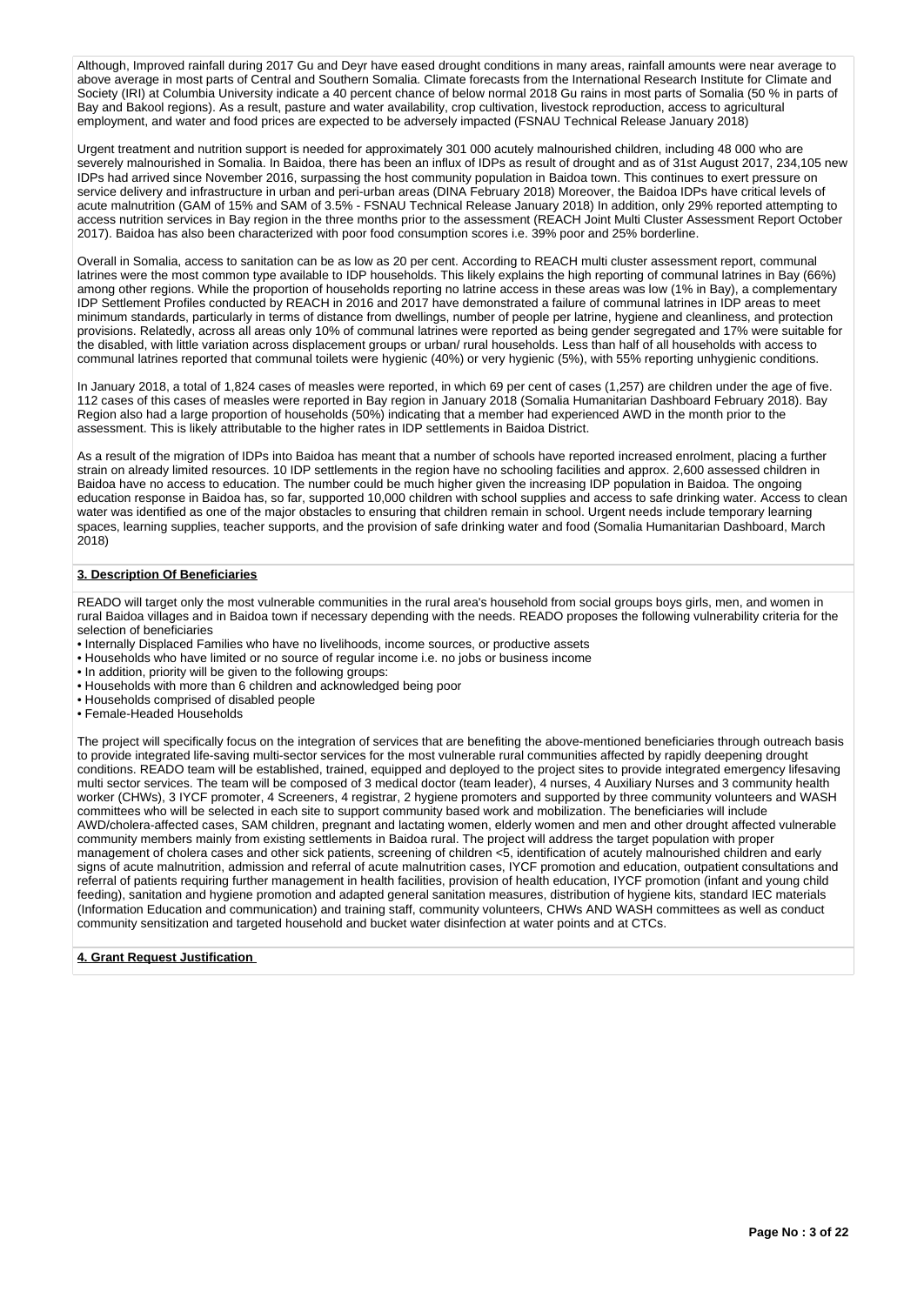Although, Improved rainfall during 2017 Gu and Deyr have eased drought conditions in many areas, rainfall amounts were near average to above average in most parts of Central and Southern Somalia. Climate forecasts from the International Research Institute for Climate and Society (IRI) at Columbia University indicate a 40 percent chance of below normal 2018 Gu rains in most parts of Somalia (50 % in parts of Bay and Bakool regions). As a result, pasture and water availability, crop cultivation, livestock reproduction, access to agricultural employment, and water and food prices are expected to be adversely impacted (FSNAU Technical Release January 2018)

Urgent treatment and nutrition support is needed for approximately 301 000 acutely malnourished children, including 48 000 who are severely malnourished in Somalia. In Baidoa, there has been an influx of IDPs as result of drought and as of 31st August 2017, 234,105 new IDPs had arrived since November 2016, surpassing the host community population in Baidoa town. This continues to exert pressure on service delivery and infrastructure in urban and peri-urban areas (DINA February 2018) Moreover, the Baidoa IDPs have critical levels of acute malnutrition (GAM of 15% and SAM of 3.5% - FSNAU Technical Release January 2018) In addition, only 29% reported attempting to access nutrition services in Bay region in the three months prior to the assessment (REACH Joint Multi Cluster Assessment Report October 2017). Baidoa has also been characterized with poor food consumption scores i.e. 39% poor and 25% borderline.

Overall in Somalia, access to sanitation can be as low as 20 per cent. According to REACH multi cluster assessment report, communal latrines were the most common type available to IDP households. This likely explains the high reporting of communal latrines in Bay (66%) among other regions. While the proportion of households reporting no latrine access in these areas was low (1% in Bay), a complementary IDP Settlement Profiles conducted by REACH in 2016 and 2017 have demonstrated a failure of communal latrines in IDP areas to meet minimum standards, particularly in terms of distance from dwellings, number of people per latrine, hygiene and cleanliness, and protection provisions. Relatedly, across all areas only 10% of communal latrines were reported as being gender segregated and 17% were suitable for the disabled, with little variation across displacement groups or urban/ rural households. Less than half of all households with access to communal latrines reported that communal toilets were hygienic (40%) or very hygienic (5%), with 55% reporting unhygienic conditions.

In January 2018, a total of 1,824 cases of measles were reported, in which 69 per cent of cases (1,257) are children under the age of five. 112 cases of this cases of measles were reported in Bay region in January 2018 (Somalia Humanitarian Dashboard February 2018). Bay Region also had a large proportion of households (50%) indicating that a member had experienced AWD in the month prior to the assessment. This is likely attributable to the higher rates in IDP settlements in Baidoa District.

As a result of the migration of IDPs into Baidoa has meant that a number of schools have reported increased enrolment, placing a further strain on already limited resources. 10 IDP settlements in the region have no schooling facilities and approx. 2,600 assessed children in Baidoa have no access to education. The number could be much higher given the increasing IDP population in Baidoa. The ongoing education response in Baidoa has, so far, supported 10,000 children with school supplies and access to safe drinking water. Access to clean water was identified as one of the major obstacles to ensuring that children remain in school. Urgent needs include temporary learning spaces, learning supplies, teacher supports, and the provision of safe drinking water and food (Somalia Humanitarian Dashboard, March 2018)

**3. Description Of Beneficiaries**

READO will target only the most vulnerable communities in the rural area's household from social groups boys girls, men, and women in rural Baidoa villages and in Baidoa town if necessary depending with the needs. READO proposes the following vulnerability criteria for the selection of beneficiaries

- Internally Displaced Families who have no livelihoods, income sources, or productive assets
- Households who have limited or no source of regular income i.e. no jobs or business income
- In addition, priority will be given to the following groups:
- Households with more than 6 children and acknowledged being poor
- Households comprised of disabled people
- Female-Headed Households

The project will specifically focus on the integration of services that are benefiting the above-mentioned beneficiaries through outreach basis to provide integrated life-saving multi-sector services for the most vulnerable rural communities affected by rapidly deepening drought conditions. READO team will be established, trained, equipped and deployed to the project sites to provide integrated emergency lifesaving multi sector services. The team will be composed of 3 medical doctor (team leader), 4 nurses, 4 Auxiliary Nurses and 3 community health worker (CHWs), 3 IYCF promoter, 4 Screeners, 4 registrar, 2 hygiene promoters and supported by three community volunteers and WASH committees who will be selected in each site to support community based work and mobilization. The beneficiaries will include AWD/cholera-affected cases, SAM children, pregnant and lactating women, elderly women and men and other drought affected vulnerable community members mainly from existing settlements in Baidoa rural. The project will address the target population with proper management of cholera cases and other sick patients, screening of children <5, identification of acutely malnourished children and early signs of acute malnutrition, admission and referral of acute malnutrition cases, IYCF promotion and education, outpatient consultations and referral of patients requiring further management in health facilities, provision of health education, IYCF promotion (infant and young child feeding), sanitation and hygiene promotion and adapted general sanitation measures, distribution of hygiene kits, standard IEC materials (Information Education and communication) and training staff, community volunteers, CHWs AND WASH committees as well as conduct community sensitization and targeted household and bucket water disinfection at water points and at CTCs.

**4. Grant Request Justification**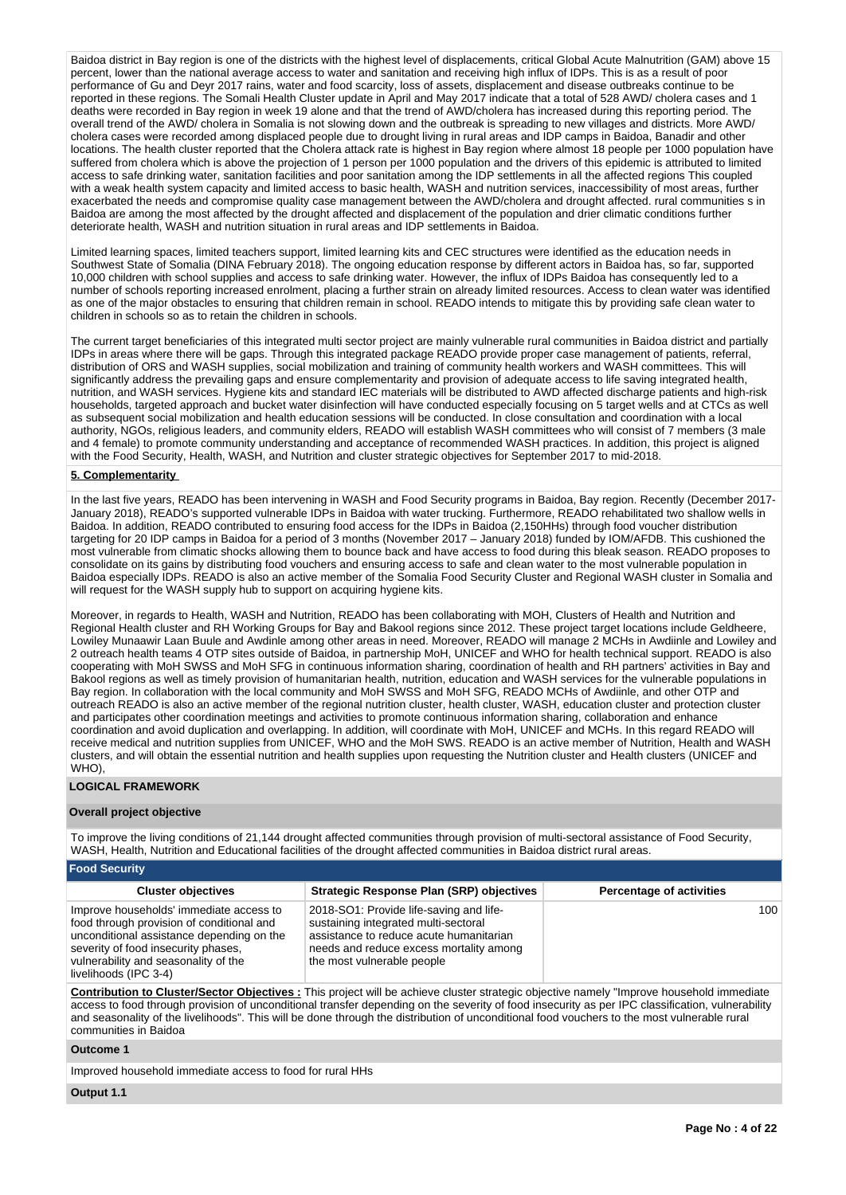Baidoa district in Bay region is one of the districts with the highest level of displacements, critical Global Acute Malnutrition (GAM) above 15 percent, lower than the national average access to water and sanitation and receiving high influx of IDPs. This is as a result of poor performance of Gu and Deyr 2017 rains, water and food scarcity, loss of assets, displacement and disease outbreaks continue to be reported in these regions. The Somali Health Cluster update in April and May 2017 indicate that a total of 528 AWD/ cholera cases and 1 deaths were recorded in Bay region in week 19 alone and that the trend of AWD/cholera has increased during this reporting period. The overall trend of the AWD/ cholera in Somalia is not slowing down and the outbreak is spreading to new villages and districts. More AWD/ cholera cases were recorded among displaced people due to drought living in rural areas and IDP camps in Baidoa, Banadir and other locations. The health cluster reported that the Cholera attack rate is highest in Bay region where almost 18 people per 1000 population have suffered from cholera which is above the projection of 1 person per 1000 population and the drivers of this epidemic is attributed to limited access to safe drinking water, sanitation facilities and poor sanitation among the IDP settlements in all the affected regions This coupled with a weak health system capacity and limited access to basic health, WASH and nutrition services, inaccessibility of most areas, further exacerbated the needs and compromise quality case management between the AWD/cholera and drought affected. rural communities s in Baidoa are among the most affected by the drought affected and displacement of the population and drier climatic conditions further deteriorate health, WASH and nutrition situation in rural areas and IDP settlements in Baidoa.

Limited learning spaces, limited teachers support, limited learning kits and CEC structures were identified as the education needs in Southwest State of Somalia (DINA February 2018). The ongoing education response by different actors in Baidoa has, so far, supported 10,000 children with school supplies and access to safe drinking water. However, the influx of IDPs Baidoa has consequently led to a number of schools reporting increased enrolment, placing a further strain on already limited resources. Access to clean water was identified as one of the major obstacles to ensuring that children remain in school. READO intends to mitigate this by providing safe clean water to children in schools so as to retain the children in schools.

The current target beneficiaries of this integrated multi sector project are mainly vulnerable rural communities in Baidoa district and partially IDPs in areas where there will be gaps. Through this integrated package READO provide proper case management of patients, referral, distribution of ORS and WASH supplies, social mobilization and training of community health workers and WASH committees. This will significantly address the prevailing gaps and ensure complementarity and provision of adequate access to life saving integrated health, nutrition, and WASH services. Hygiene kits and standard IEC materials will be distributed to AWD affected discharge patients and high-risk households, targeted approach and bucket water disinfection will have conducted especially focusing on 5 target wells and at CTCs as well as subsequent social mobilization and health education sessions will be conducted. In close consultation and coordination with a local authority, NGOs, religious leaders, and community elders, READO will establish WASH committees who will consist of 7 members (3 male and 4 female) to promote community understanding and acceptance of recommended WASH practices. In addition, this project is aligned with the Food Security, Health, WASH, and Nutrition and cluster strategic objectives for September 2017 to mid-2018.

**5. Complementarity**

In the last five years, READO has been intervening in WASH and Food Security programs in Baidoa, Bay region. Recently (December 2017- January 2018), READO's supported vulnerable IDPs in Baidoa with water trucking. Furthermore, READO rehabilitated two shallow wells in Baidoa. In addition, READO contributed to ensuring food access for the IDPs in Baidoa (2,150HHs) through food voucher distribution targeting for 20 IDP camps in Baidoa for a period of 3 months (November 2017 – January 2018) funded by IOM/AFDB. This cushioned the most vulnerable from climatic shocks allowing them to bounce back and have access to food during this bleak season. READO proposes to consolidate on its gains by distributing food vouchers and ensuring access to safe and clean water to the most vulnerable population in Baidoa especially IDPs. READO is also an active member of the Somalia Food Security Cluster and Regional WASH cluster in Somalia and will request for the WASH supply hub to support on acquiring hygiene kits.

Moreover, in regards to Health, WASH and Nutrition, READO has been collaborating with MOH, Clusters of Health and Nutrition and Regional Health cluster and RH Working Groups for Bay and Bakool regions since 2012. These project target locations include Geldheere, Lowiley Munaawir Laan Buule and Awdinle among other areas in need. Moreover, READO will manage 2 MCHs in Awdiinle and Lowiley and 2 outreach health teams 4 OTP sites outside of Baidoa, in partnership MoH, UNICEF and WHO for health technical support. READO is also cooperating with MoH SWSS and MoH SFG in continuous information sharing, coordination of health and RH partners' activities in Bay and Bakool regions as well as timely provision of humanitarian health, nutrition, education and WASH services for the vulnerable populations in Bay region. In collaboration with the local community and MoH SWSS and MoH SFG, READO MCHs of Awdiinle, and other OTP and outreach READO is also an active member of the regional nutrition cluster, health cluster, WASH, education cluster and protection cluster and participates other coordination meetings and activities to promote continuous information sharing, collaboration and enhance coordination and avoid duplication and overlapping. In addition, will coordinate with MoH, UNICEF and MCHs. In this regard READO will receive medical and nutrition supplies from UNICEF, WHO and the MoH SWS. READO is an active member of Nutrition, Health and WASH clusters, and will obtain the essential nutrition and health supplies upon requesting the Nutrition cluster and Health clusters (UNICEF and WHO),

**LOGICAL FRAMEWORK**

**Overall project objective**

To improve the living conditions of 21,144 drought affected communities through provision of multi-sectoral assistance of Food Security, WASH, Health, Nutrition and Educational facilities of the drought affected communities in Baidoa district rural areas.

**Food Security**

| Cluster objectives | Strategic Response Plan (SRP) objectives | Percentage of activities |
|---|---|---|
| Improve households' immediate access to food through provision of conditional and unconditional assistance depending on the severity of food insecurity phases, vulnerability and seasonality of the livelihoods (IPC 3-4) | 2018-SO1: Provide life-saving and life-sustaining integrated multi-sectoral assistance to reduce acute humanitarian needs and reduce excess mortality among the most vulnerable people | 100 |

**Contribution to Cluster/Sector Objectives :** This project will be achieve cluster strategic objective namely "Improve household immediate access to food through provision of unconditional transfer depending on the severity of food insecurity as per IPC classification, vulnerability and seasonality of the livelihoods". This will be done through the distribution of unconditional food vouchers to the most vulnerable rural communities in Baidoa

**Outcome 1**

Improved household immediate access to food for rural HHs

**Output 1.1**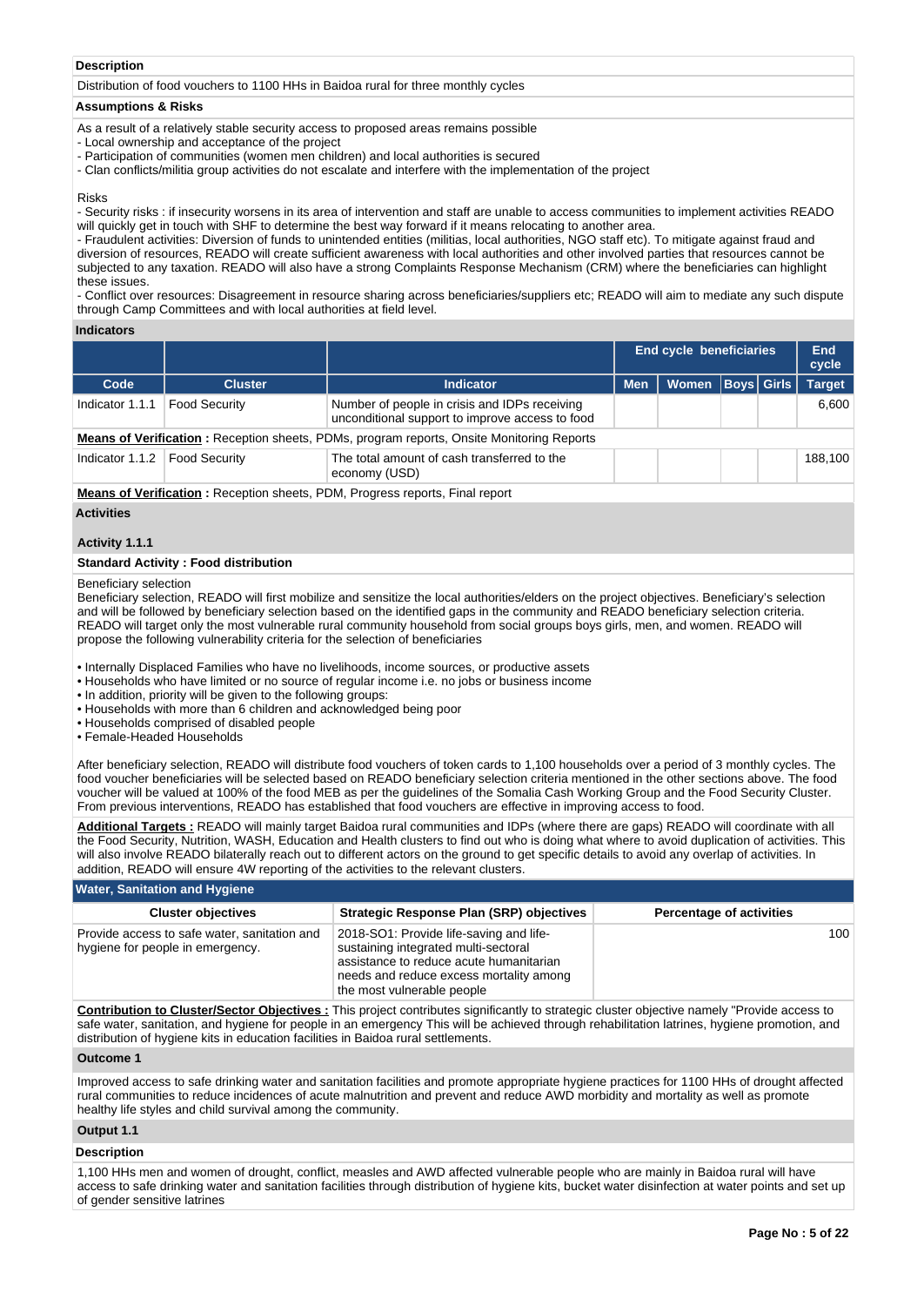**Description**

Distribution of food vouchers to 1100 HHs in Baidoa rural for three monthly cycles

**Assumptions & Risks**

As a result of a relatively stable security access to proposed areas remains possible
- Local ownership and acceptance of the project
- Participation of communities (women men children) and local authorities is secured
- Clan conflicts/militia group activities do not escalate and interfere with the implementation of the project

Risks
- Security risks : if insecurity worsens in its area of intervention and staff are unable to access communities to implement activities READO will quickly get in touch with SHF to determine the best way forward if it means relocating to another area.
- Fraudulent activities: Diversion of funds to unintended entities (militias, local authorities, NGO staff etc). To mitigate against fraud and diversion of resources, READO will create sufficient awareness with local authorities and other involved parties that resources cannot be subjected to any taxation. READO will also have a strong Complaints Response Mechanism (CRM) where the beneficiaries can highlight these issues.
- Conflict over resources: Disagreement in resource sharing across beneficiaries/suppliers etc; READO will aim to mediate any such dispute through Camp Committees and with local authorities at field level.

**Indicators**

| | | | End cycle beneficiaries | | | | End cycle |
|---|---|---|---|---|---|---|---|
| **Code** | **Cluster** | **Indicator** | **Men** | **Women** | **Boys** | **Girls** | **Target** |
| Indicator 1.1.1 | Food Security | Number of people in crisis and IDPs receiving unconditional support to improve access to food | | | | | 6,600 |
| **Means of Verification :** Reception sheets, PDMs, program reports, Onsite Monitoring Reports | | | | | | | |
| Indicator 1.1.2 | Food Security | The total amount of cash transferred to the economy (USD) | | | | | 188,100 |
| **Means of Verification :** Reception sheets, PDM, Progress reports, Final report | | | | | | | |

**Activities**

**Activity 1.1.1**

**Standard Activity : Food distribution**

Beneficiary selection
Beneficiary selection, READO will first mobilize and sensitize the local authorities/elders on the project objectives. Beneficiary's selection and will be followed by beneficiary selection based on the identified gaps in the community and READO beneficiary selection criteria. READO will target only the most vulnerable rural community household from social groups boys girls, men, and women. READO will propose the following vulnerability criteria for the selection of beneficiaries

- Internally Displaced Families who have no livelihoods, income sources, or productive assets
- Households who have limited or no source of regular income i.e. no jobs or business income
- In addition, priority will be given to the following groups:
- Households with more than 6 children and acknowledged being poor
- Households comprised of disabled people
- Female-Headed Households

After beneficiary selection, READO will distribute food vouchers of token cards to 1,100 households over a period of 3 monthly cycles. The food voucher beneficiaries will be selected based on READO beneficiary selection criteria mentioned in the other sections above. The food voucher will be valued at 100% of the food MEB as per the guidelines of the Somalia Cash Working Group and the Food Security Cluster. From previous interventions, READO has established that food vouchers are effective in improving access to food.

**Additional Targets :** READO will mainly target Baidoa rural communities and IDPs (where there are gaps) READO will coordinate with all the Food Security, Nutrition, WASH, Education and Health clusters to find out who is doing what where to avoid duplication of activities. This will also involve READO bilaterally reach out to different actors on the ground to get specific details to avoid any overlap of activities. In addition, READO will ensure 4W reporting of the activities to the relevant clusters.

**Water, Sanitation and Hygiene**

| Cluster objectives | Strategic Response Plan (SRP) objectives | Percentage of activities |
|---|---|---|
| Provide access to safe water, sanitation and hygiene for people in emergency. | 2018-SO1: Provide life-saving and life-sustaining integrated multi-sectoral assistance to reduce acute humanitarian needs and reduce excess mortality among the most vulnerable people | 100 |

**Contribution to Cluster/Sector Objectives :** This project contributes significantly to strategic cluster objective namely "Provide access to safe water, sanitation, and hygiene for people in an emergency This will be achieved through rehabilitation latrines, hygiene promotion, and distribution of hygiene kits in education facilities in Baidoa rural settlements.

**Outcome 1**

Improved access to safe drinking water and sanitation facilities and promote appropriate hygiene practices for 1100 HHs of drought affected rural communities to reduce incidences of acute malnutrition and prevent and reduce AWD morbidity and mortality as well as promote healthy life styles and child survival among the community.

**Output 1.1**

**Description**

1,100 HHs men and women of drought, conflict, measles and AWD affected vulnerable people who are mainly in Baidoa rural will have access to safe drinking water and sanitation facilities through distribution of hygiene kits, bucket water disinfection at water points and set up of gender sensitive latrines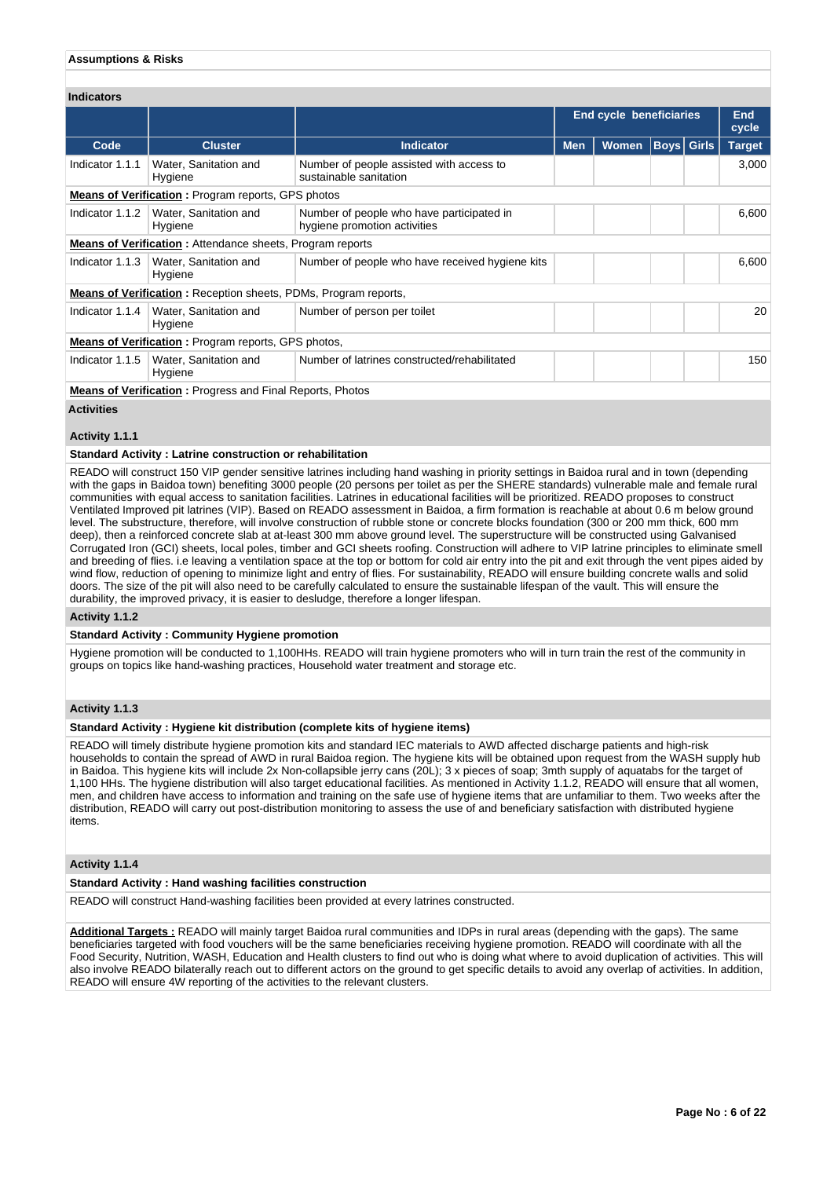**Assumptions & Risks**

**Indicators**

| | | | End cycle beneficiaries | | | | End cycle |
|---|---|---|---|---|---|---|---|
| **Code** | **Cluster** | **Indicator** | **Men** | **Women** | **Boys** | **Girls** | **Target** |
| Indicator 1.1.1 | Water, Sanitation and Hygiene | Number of people assisted with access to sustainable sanitation | | | | | 3,000 |
| **Means of Verification :** Program reports, GPS photos | | | | | | | |
| Indicator 1.1.2 | Water, Sanitation and Hygiene | Number of people who have participated in hygiene promotion activities | | | | | 6,600 |
| **Means of Verification :** Attendance sheets, Program reports | | | | | | | |
| Indicator 1.1.3 | Water, Sanitation and Hygiene | Number of people who have received hygiene kits | | | | | 6,600 |
| **Means of Verification :** Reception sheets, PDMs, Program reports, | | | | | | | |
| Indicator 1.1.4 | Water, Sanitation and Hygiene | Number of person per toilet | | | | | 20 |
| **Means of Verification :** Program reports, GPS photos, | | | | | | | |
| Indicator 1.1.5 | Water, Sanitation and Hygiene | Number of latrines constructed/rehabilitated | | | | | 150 |
| **Means of Verification :** Progress and Final Reports, Photos | | | | | | | |

**Activities**

**Activity 1.1.1**

**Standard Activity : Latrine construction or rehabilitation**

READO will construct 150 VIP gender sensitive latrines including hand washing in priority settings in Baidoa rural and in town (depending with the gaps in Baidoa town) benefiting 3000 people (20 persons per toilet as per the SHERE standards) vulnerable male and female rural communities with equal access to sanitation facilities. Latrines in educational facilities will be prioritized. READO proposes to construct Ventilated Improved pit latrines (VIP). Based on READO assessment in Baidoa, a firm formation is reachable at about 0.6 m below ground level. The substructure, therefore, will involve construction of rubble stone or concrete blocks foundation (300 or 200 mm thick, 600 mm deep), then a reinforced concrete slab at at-least 300 mm above ground level. The superstructure will be constructed using Galvanised Corrugated Iron (GCI) sheets, local poles, timber and GCI sheets roofing. Construction will adhere to VIP latrine principles to eliminate smell and breeding of flies. i.e leaving a ventilation space at the top or bottom for cold air entry into the pit and exit through the vent pipes aided by wind flow, reduction of opening to minimize light and entry of flies. For sustainability, READO will ensure building concrete walls and solid doors. The size of the pit will also need to be carefully calculated to ensure the sustainable lifespan of the vault. This will ensure the durability, the improved privacy, it is easier to desludge, therefore a longer lifespan.

**Activity 1.1.2**

**Standard Activity : Community Hygiene promotion**

Hygiene promotion will be conducted to 1,100HHs. READO will train hygiene promoters who will in turn train the rest of the community in groups on topics like hand-washing practices, Household water treatment and storage etc.

**Activity 1.1.3**

**Standard Activity : Hygiene kit distribution (complete kits of hygiene items)**

READO will timely distribute hygiene promotion kits and standard IEC materials to AWD affected discharge patients and high-risk households to contain the spread of AWD in rural Baidoa region. The hygiene kits will be obtained upon request from the WASH supply hub in Baidoa. This hygiene kits will include 2x Non-collapsible jerry cans (20L); 3 x pieces of soap; 3mth supply of aquatabs for the target of 1,100 HHs. The hygiene distribution will also target educational facilities. As mentioned in Activity 1.1.2, READO will ensure that all women, men, and children have access to information and training on the safe use of hygiene items that are unfamiliar to them. Two weeks after the distribution, READO will carry out post-distribution monitoring to assess the use of and beneficiary satisfaction with distributed hygiene items.

**Activity 1.1.4**

**Standard Activity : Hand washing facilities construction**

READO will construct Hand-washing facilities been provided at every latrines constructed.

**Additional Targets :** READO will mainly target Baidoa rural communities and IDPs in rural areas (depending with the gaps). The same beneficiaries targeted with food vouchers will be the same beneficiaries receiving hygiene promotion. READO will coordinate with all the Food Security, Nutrition, WASH, Education and Health clusters to find out who is doing what where to avoid duplication of activities. This will also involve READO bilaterally reach out to different actors on the ground to get specific details to avoid any overlap of activities. In addition, READO will ensure 4W reporting of the activities to the relevant clusters.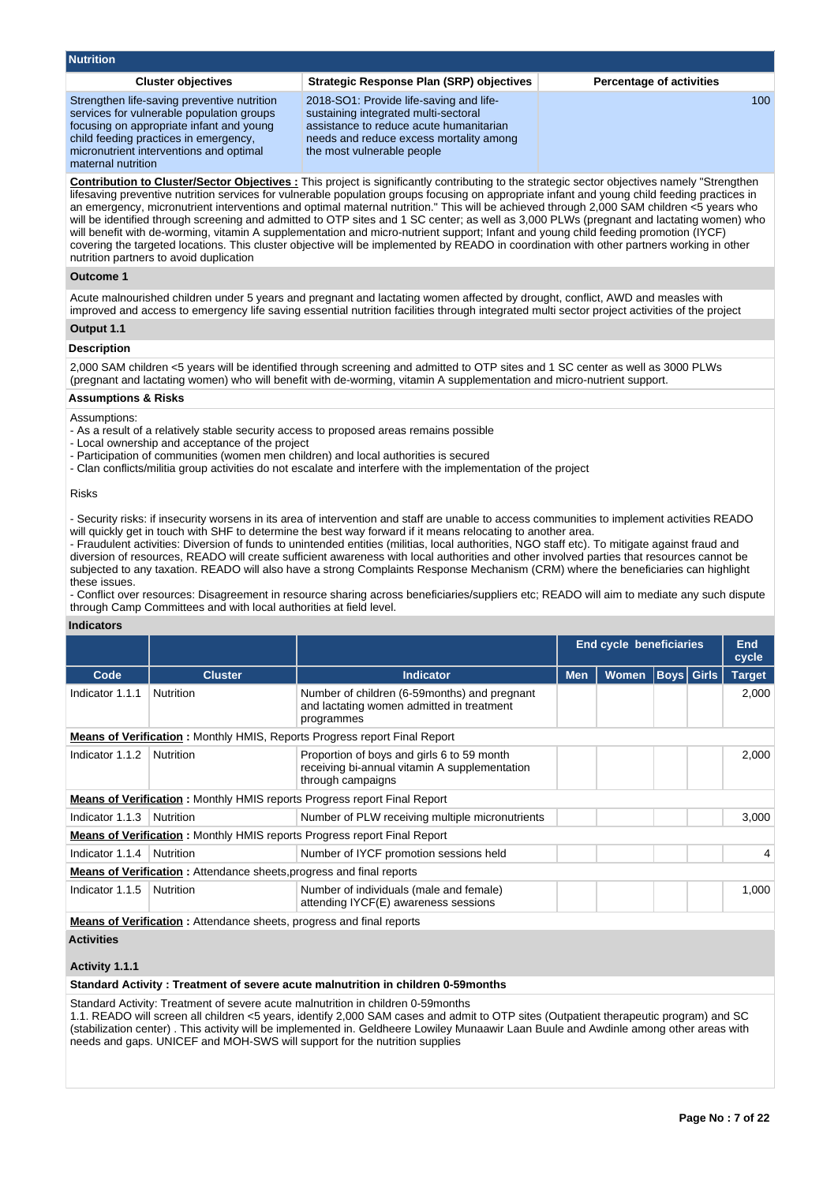## Nutrition

| Cluster objectives | Strategic Response Plan (SRP) objectives | Percentage of activities |
|---|---|---|
| Strengthen life-saving preventive nutrition services for vulnerable population groups focusing on appropriate infant and young child feeding practices in emergency, micronutrient interventions and optimal maternal nutrition | 2018-SO1: Provide life-saving and life-sustaining integrated multi-sectoral assistance to reduce acute humanitarian needs and reduce excess mortality among the most vulnerable people | 100 |

**Contribution to Cluster/Sector Objectives :** This project is significantly contributing to the strategic sector objectives namely "Strengthen lifesaving preventive nutrition services for vulnerable population groups focusing on appropriate infant and young child feeding practices in an emergency, micronutrient interventions and optimal maternal nutrition." This will be achieved through 2,000 SAM children <5 years who will be identified through screening and admitted to OTP sites and 1 SC center; as well as 3,000 PLWs (pregnant and lactating women) who will benefit with de-worming, vitamin A supplementation and micro-nutrient support; Infant and young child feeding promotion (IYCF) covering the targeted locations. This cluster objective will be implemented by READO in coordination with other partners working in other nutrition partners to avoid duplication

### Outcome 1

Acute malnourished children under 5 years and pregnant and lactating women affected by drought, conflict, AWD and measles with improved and access to emergency life saving essential nutrition facilities through integrated multi sector project activities of the project

### Output 1.1

**Description**

2,000 SAM children <5 years will be identified through screening and admitted to OTP sites and 1 SC center as well as 3000 PLWs (pregnant and lactating women) who will benefit with de-worming, vitamin A supplementation and micro-nutrient support.

**Assumptions & Risks**

Assumptions:
- As a result of a relatively stable security access to proposed areas remains possible
- Local ownership and acceptance of the project
- Participation of communities (women men children) and local authorities is secured
- Clan conflicts/militia group activities do not escalate and interfere with the implementation of the project

Risks

- Security risks: if insecurity worsens in its area of intervention and staff are unable to access communities to implement activities READO will quickly get in touch with SHF to determine the best way forward if it means relocating to another area.
- Fraudulent activities: Diversion of funds to unintended entities (militias, local authorities, NGO staff etc). To mitigate against fraud and diversion of resources, READO will create sufficient awareness with local authorities and other involved parties that resources cannot be subjected to any taxation. READO will also have a strong Complaints Response Mechanism (CRM) where the beneficiaries can highlight these issues.
- Conflict over resources: Disagreement in resource sharing across beneficiaries/suppliers etc; READO will aim to mediate any such dispute through Camp Committees and with local authorities at field level.

**Indicators**

| | | | End cycle beneficiaries | | | | End cycle |
|---|---|---|---|---|---|---|---|
| **Code** | **Cluster** | **Indicator** | **Men** | **Women** | **Boys** | **Girls** | **Target** |
| Indicator 1.1.1 | Nutrition | Number of children (6-59months) and pregnant and lactating women admitted in treatment programmes | | | | | 2,000 |
| **Means of Verification :** Monthly HMIS, Reports Progress report Final Report | | | | | | | |
| Indicator 1.1.2 | Nutrition | Proportion of boys and girls 6 to 59 month receiving bi-annual vitamin A supplementation through campaigns | | | | | 2,000 |
| **Means of Verification :** Monthly HMIS reports Progress report Final Report | | | | | | | |
| Indicator 1.1.3 | Nutrition | Number of PLW receiving multiple micronutrients | | | | | 3,000 |
| **Means of Verification :** Monthly HMIS Reports Progress report Final Report | | | | | | | |
| Indicator 1.1.4 | Nutrition | Number of IYCF promotion sessions held | | | | | 4 |
| **Means of Verification :** Attendance sheets,progress and final reports | | | | | | | |
| Indicator 1.1.5 | Nutrition | Number of individuals (male and female) attending IYCF(E) awareness sessions | | | | | 1,000 |
| **Means of Verification :** Attendance sheets, progress and final reports | | | | | | | |

### Activities

**Activity 1.1.1**

**Standard Activity : Treatment of severe acute malnutrition in children 0-59months**

Standard Activity: Treatment of severe acute malnutrition in children 0-59months
1.1. READO will screen all children <5 years, identify 2,000 SAM cases and admit to OTP sites (Outpatient therapeutic program) and SC (stabilization center) . This activity will be implemented in. Geldheere Lowiley Munaawir Laan Buule and Awdinle among other areas with needs and gaps. UNICEF and MOH-SWS will support for the nutrition supplies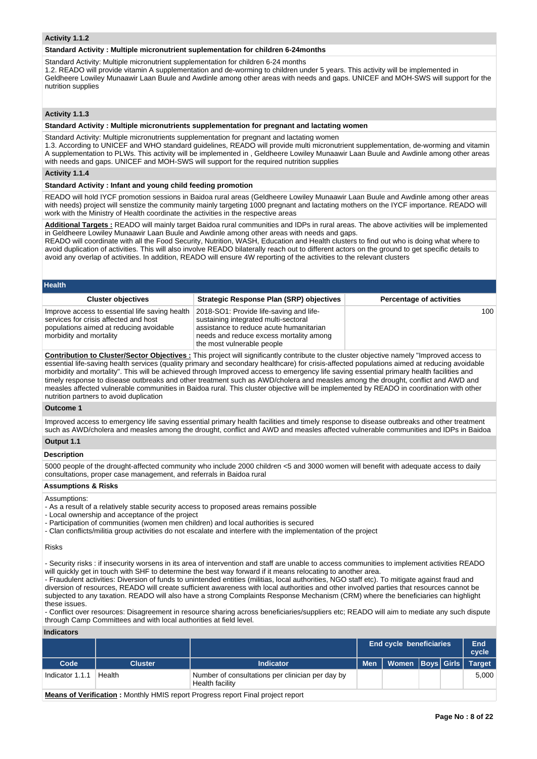**Activity 1.1.2**

**Standard Activity : Multiple micronutrient suplementation for children 6-24months**

Standard Activity: Multiple micronutrient supplementation for children 6-24 months
1.2. READO will provide vitamin A supplementation and de-worming to children under 5 years. This activity will be implemented in Geldheere Lowiley Munaawir Laan Buule and Awdinle among other areas with needs and gaps. UNICEF and MOH-SWS will support for the nutrition supplies

**Activity 1.1.3**

**Standard Activity : Multiple micronutrients supplementation for pregnant and lactating women**

Standard Activity: Multiple micronutrients supplementation for pregnant and lactating women
1.3. According to UNICEF and WHO standard guidelines, READO will provide multi micronutrient supplementation, de-worming and vitamin A supplementation to PLWs. This activity will be implemented in , Geldheere Lowiley Munaawir Laan Buule and Awdinle among other areas with needs and gaps. UNICEF and MOH-SWS will support for the required nutrition supplies

**Activity 1.1.4**

**Standard Activity : Infant and young child feeding promotion**

READO will hold IYCF promotion sessions in Baidoa rural areas (Geldheere Lowiley Munaawir Laan Buule and Awdinle among other areas with needs) project will senstize the community mainly targeting 1000 pregnant and lactating mothers on the IYCF importance. READO will work with the Ministry of Health coordinate the activities in the respective areas

**Additional Targets :** READO will mainly target Baidoa rural communities and IDPs in rural areas. The above activities will be implemented in Geldheere Lowiley Munaawir Laan Buule and Awdinle among other areas with needs and gaps.
READO will coordinate with all the Food Security, Nutrition, WASH, Education and Health clusters to find out who is doing what where to avoid duplication of activities. This will also involve READO bilaterally reach out to different actors on the ground to get specific details to avoid any overlap of activities. In addition, READO will ensure 4W reporting of the activities to the relevant clusters

## Health

| Cluster objectives | Strategic Response Plan (SRP) objectives | Percentage of activities |
|---|---|---|
| Improve access to essential life saving health services for crisis affected and host populations aimed at reducing avoidable morbidity and mortality | 2018-SO1: Provide life-saving and life-sustaining integrated multi-sectoral assistance to reduce acute humanitarian needs and reduce excess mortality among the most vulnerable people | 100 |

**Contribution to Cluster/Sector Objectives :** This project will significantly contribute to the cluster objective namely "Improved access to essential life-saving health services (quality primary and secondary healthcare) for crisis-affected populations aimed at reducing avoidable morbidity and mortality". This will be achieved through Improved access to emergency life saving essential primary health facilities and timely response to disease outbreaks and other treatment such as AWD/cholera and measles among the drought, conflict and AWD and measles affected vulnerable communities in Baidoa rural. This cluster objective will be implemented by READO in coordination with other nutrition partners to avoid duplication

**Outcome 1**

Improved access to emergency life saving essential primary health facilities and timely response to disease outbreaks and other treatment such as AWD/cholera and measles among the drought, conflict and AWD and measles affected vulnerable communities and IDPs in Baidoa

**Output 1.1**

**Description**

5000 people of the drought-affected community who include 2000 children <5 and 3000 women will benefit with adequate access to daily consultations, proper case management, and referrals in Baidoa rural

**Assumptions & Risks**

Assumptions:
- As a result of a relatively stable security access to proposed areas remains possible
- Local ownership and acceptance of the project
- Participation of communities (women men children) and local authorities is secured
- Clan conflicts/militia group activities do not escalate and interfere with the implementation of the project

Risks

- Security risks : if insecurity worsens in its area of intervention and staff are unable to access communities to implement activities READO will quickly get in touch with SHF to determine the best way forward if it means relocating to another area.
- Fraudulent activities: Diversion of funds to unintended entities (militias, local authorities, NGO staff etc). To mitigate against fraud and diversion of resources, READO will create sufficient awareness with local authorities and other involved parties that resources cannot be subjected to any taxation. READO will also have a strong Complaints Response Mechanism (CRM) where the beneficiaries can highlight these issues.
- Conflict over resources: Disagreement in resource sharing across beneficiaries/suppliers etc; READO will aim to mediate any such dispute through Camp Committees and with local authorities at field level.

**Indicators**

| | | | End cycle beneficiaries | | | | End cycle |
|---|---|---|---|---|---|---|---|
| Code | Cluster | Indicator | Men | Women | Boys | Girls | Target |
| Indicator 1.1.1 | Health | Number of consultations per clinician per day by Health facility | | | | | 5,000 |

**Means of Verification :** Monthly HMIS report Progress report Final project report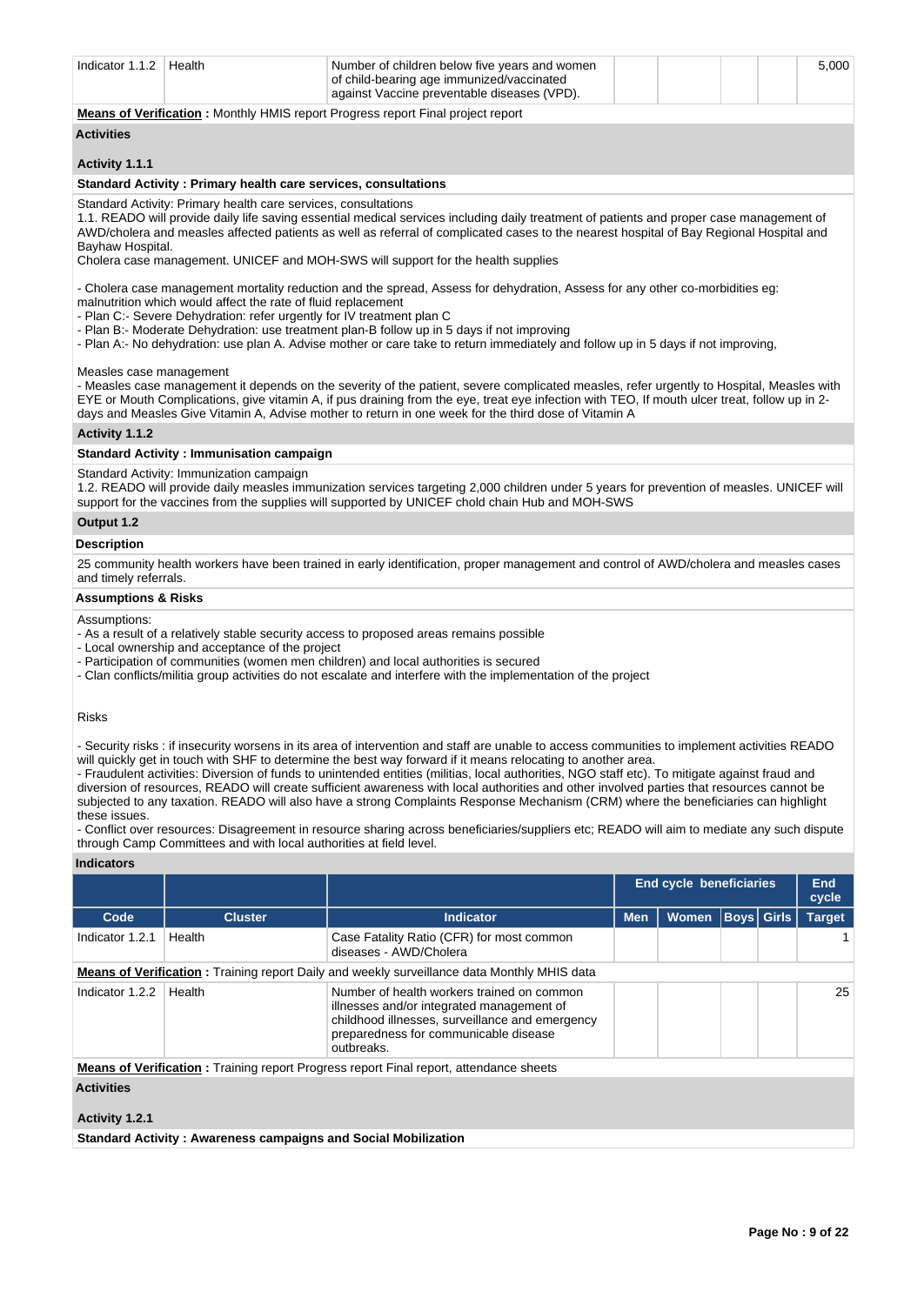| Indicator 1.1.2 | Health | Number of children below five years and women of child-bearing age immunized/vaccinated against Vaccine preventable diseases (VPD). | | | | | 5,000 |
|---|---|---|---|---|---|---|---|

**Means of Verification :** Monthly HMIS report Progress report Final project report

**Activities**

**Activity 1.1.1**

**Standard Activity : Primary health care services, consultations**

Standard Activity: Primary health care services, consultations
1.1. READO will provide daily life saving essential medical services including daily treatment of patients and proper case management of AWD/cholera and measles affected patients as well as referral of complicated cases to the nearest hospital of Bay Regional Hospital and Bayhaw Hospital.
Cholera case management. UNICEF and MOH-SWS will support for the health supplies

- Cholera case management mortality reduction and the spread, Assess for dehydration, Assess for any other co-morbidities eg: malnutrition which would affect the rate of fluid replacement
- Plan C:- Severe Dehydration: refer urgently for IV treatment plan C
- Plan B:- Moderate Dehydration: use treatment plan-B follow up in 5 days if not improving
- Plan A:- No dehydration: use plan A. Advise mother or care take to return immediately and follow up in 5 days if not improving,

Measles case management
- Measles case management it depends on the severity of the patient, severe complicated measles, refer urgently to Hospital, Measles with EYE or Mouth Complications, give vitamin A, if pus draining from the eye, treat eye infection with TEO, If mouth ulcer treat, follow up in 2-days and Measles Give Vitamin A, Advise mother to return in one week for the third dose of Vitamin A

**Activity 1.1.2**

**Standard Activity : Immunisation campaign**

Standard Activity: Immunization campaign
1.2. READO will provide daily measles immunization services targeting 2,000 children under 5 years for prevention of measles. UNICEF will support for the vaccines from the supplies will supported by UNICEF chold chain Hub and MOH-SWS

**Output 1.2**

**Description**

25 community health workers have been trained in early identification, proper management and control of AWD/cholera and measles cases and timely referrals.

**Assumptions & Risks**

Assumptions:
- As a result of a relatively stable security access to proposed areas remains possible
- Local ownership and acceptance of the project
- Participation of communities (women men children) and local authorities is secured
- Clan conflicts/militia group activities do not escalate and interfere with the implementation of the project

Risks

- Security risks : if insecurity worsens in its area of intervention and staff are unable to access communities to implement activities READO will quickly get in touch with SHF to determine the best way forward if it means relocating to another area.
- Fraudulent activities: Diversion of funds to unintended entities (militias, local authorities, NGO staff etc). To mitigate against fraud and diversion of resources, READO will create sufficient awareness with local authorities and other involved parties that resources cannot be subjected to any taxation. READO will also have a strong Complaints Response Mechanism (CRM) where the beneficiaries can highlight these issues.
- Conflict over resources: Disagreement in resource sharing across beneficiaries/suppliers etc; READO will aim to mediate any such dispute through Camp Committees and with local authorities at field level.

**Indicators**

| | | | End cycle beneficiaries | | | | End cycle |
|---|---|---|---|---|---|---|---|
| Code | Cluster | Indicator | Men | Women | Boys | Girls | Target |
| Indicator 1.2.1 | Health | Case Fatality Ratio (CFR) for most common diseases - AWD/Cholera | | | | | 1 |

**Means of Verification :** Training report Daily and weekly surveillance data Monthly MHIS data

| Indicator 1.2.2 | Health | Number of health workers trained on common illnesses and/or integrated management of childhood illnesses, surveillance and emergency preparedness for communicable disease outbreaks. | | | | | 25 |
|---|---|---|---|---|---|---|---|

**Means of Verification :** Training report Progress report Final report, attendance sheets

**Activities**

**Activity 1.2.1**

**Standard Activity : Awareness campaigns and Social Mobilization**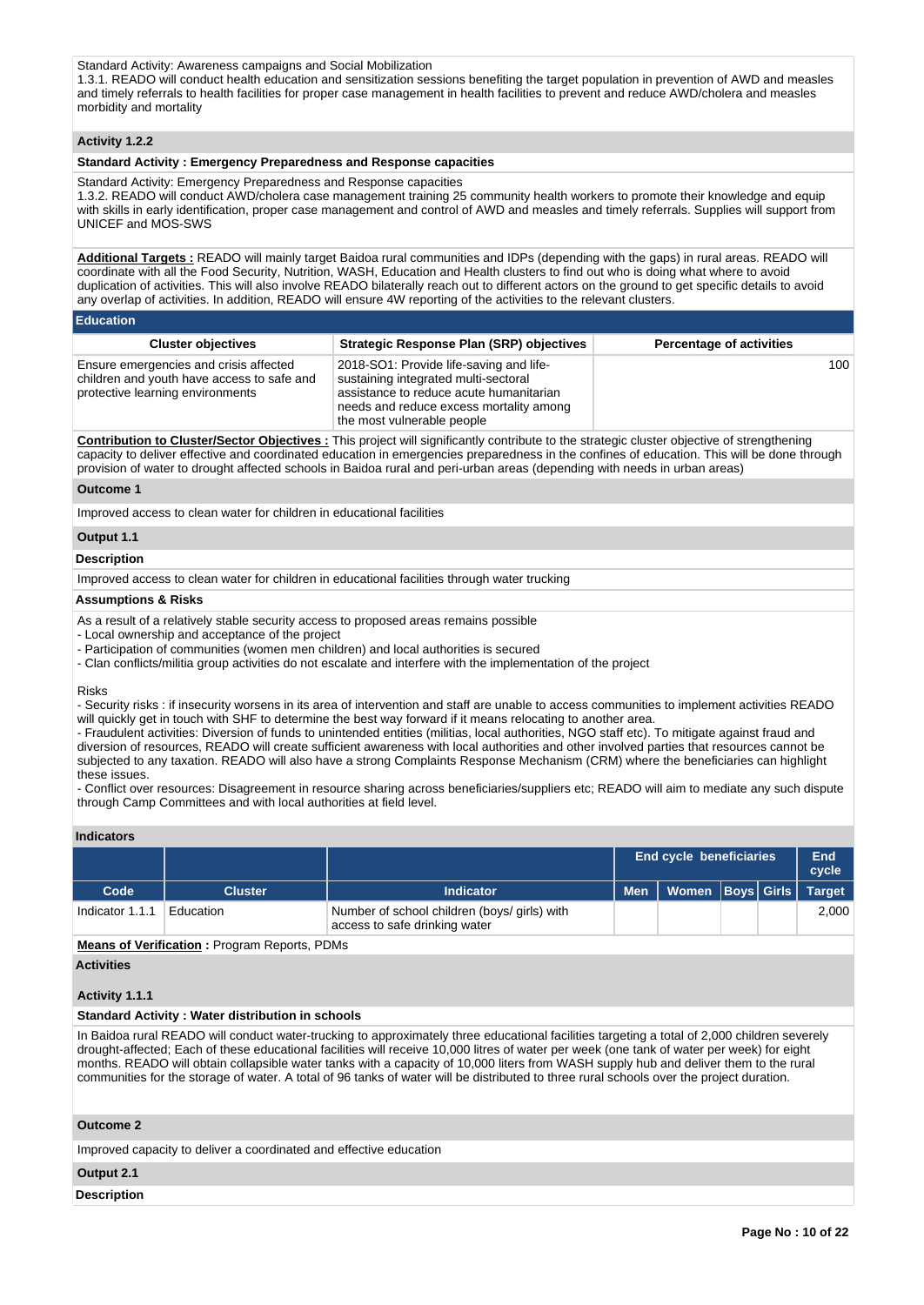Standard Activity: Awareness campaigns and Social Mobilization
1.3.1. READO will conduct health education and sensitization sessions benefiting the target population in prevention of AWD and measles and timely referrals to health facilities for proper case management in health facilities to prevent and reduce AWD/cholera and measles morbidity and mortality

**Activity 1.2.2**

**Standard Activity : Emergency Preparedness and Response capacities**

Standard Activity: Emergency Preparedness and Response capacities
1.3.2. READO will conduct AWD/cholera case management training 25 community health workers to promote their knowledge and equip with skills in early identification, proper case management and control of AWD and measles and timely referrals. Supplies will support from UNICEF and MOS-SWS

**Additional Targets :** READO will mainly target Baidoa rural communities and IDPs (depending with the gaps) in rural areas. READO will coordinate with all the Food Security, Nutrition, WASH, Education and Health clusters to find out who is doing what where to avoid duplication of activities. This will also involve READO bilaterally reach out to different actors on the ground to get specific details to avoid any overlap of activities. In addition, READO will ensure 4W reporting of the activities to the relevant clusters.

## Education

| Cluster objectives | Strategic Response Plan (SRP) objectives | Percentage of activities |
|---|---|---|
| Ensure emergencies and crisis affected children and youth have access to safe and protective learning environments | 2018-SO1: Provide life-saving and life-sustaining integrated multi-sectoral assistance to reduce acute humanitarian needs and reduce excess mortality among the most vulnerable people | 100 |

**Contribution to Cluster/Sector Objectives :** This project will significantly contribute to the strategic cluster objective of strengthening capacity to deliver effective and coordinated education in emergencies preparedness in the confines of education. This will be done through provision of water to drought affected schools in Baidoa rural and peri-urban areas (depending with needs in urban areas)

**Outcome 1**

Improved access to clean water for children in educational facilities

**Output 1.1**

**Description**

Improved access to clean water for children in educational facilities through water trucking

**Assumptions & Risks**

As a result of a relatively stable security access to proposed areas remains possible
- Local ownership and acceptance of the project
- Participation of communities (women men children) and local authorities is secured
- Clan conflicts/militia group activities do not escalate and interfere with the implementation of the project

Risks
- Security risks : if insecurity worsens in its area of intervention and staff are unable to access communities to implement activities READO will quickly get in touch with SHF to determine the best way forward if it means relocating to another area.
- Fraudulent activities: Diversion of funds to unintended entities (militias, local authorities, NGO staff etc). To mitigate against fraud and diversion of resources, READO will create sufficient awareness with local authorities and other involved parties that resources cannot be subjected to any taxation. READO will also have a strong Complaints Response Mechanism (CRM) where the beneficiaries can highlight these issues.
- Conflict over resources: Disagreement in resource sharing across beneficiaries/suppliers etc; READO will aim to mediate any such dispute through Camp Committees and with local authorities at field level.

**Indicators**

| | | | End cycle beneficiaries | | | | End cycle |
|---|---|---|---|---|---|---|---|
| Code | Cluster | Indicator | Men | Women | Boys | Girls | Target |
| Indicator 1.1.1 | Education | Number of school children (boys/ girls) with access to safe drinking water | | | | | 2,000 |

**Means of Verification :** Program Reports, PDMs

**Activities**

**Activity 1.1.1**

**Standard Activity : Water distribution in schools**

In Baidoa rural READO will conduct water-trucking to approximately three educational facilities targeting a total of 2,000 children severely drought-affected; Each of these educational facilities will receive 10,000 litres of water per week (one tank of water per week) for eight months. READO will obtain collapsible water tanks with a capacity of 10,000 liters from WASH supply hub and deliver them to the rural communities for the storage of water. A total of 96 tanks of water will be distributed to three rural schools over the project duration.

**Outcome 2**

Improved capacity to deliver a coordinated and effective education

**Output 2.1**

**Description**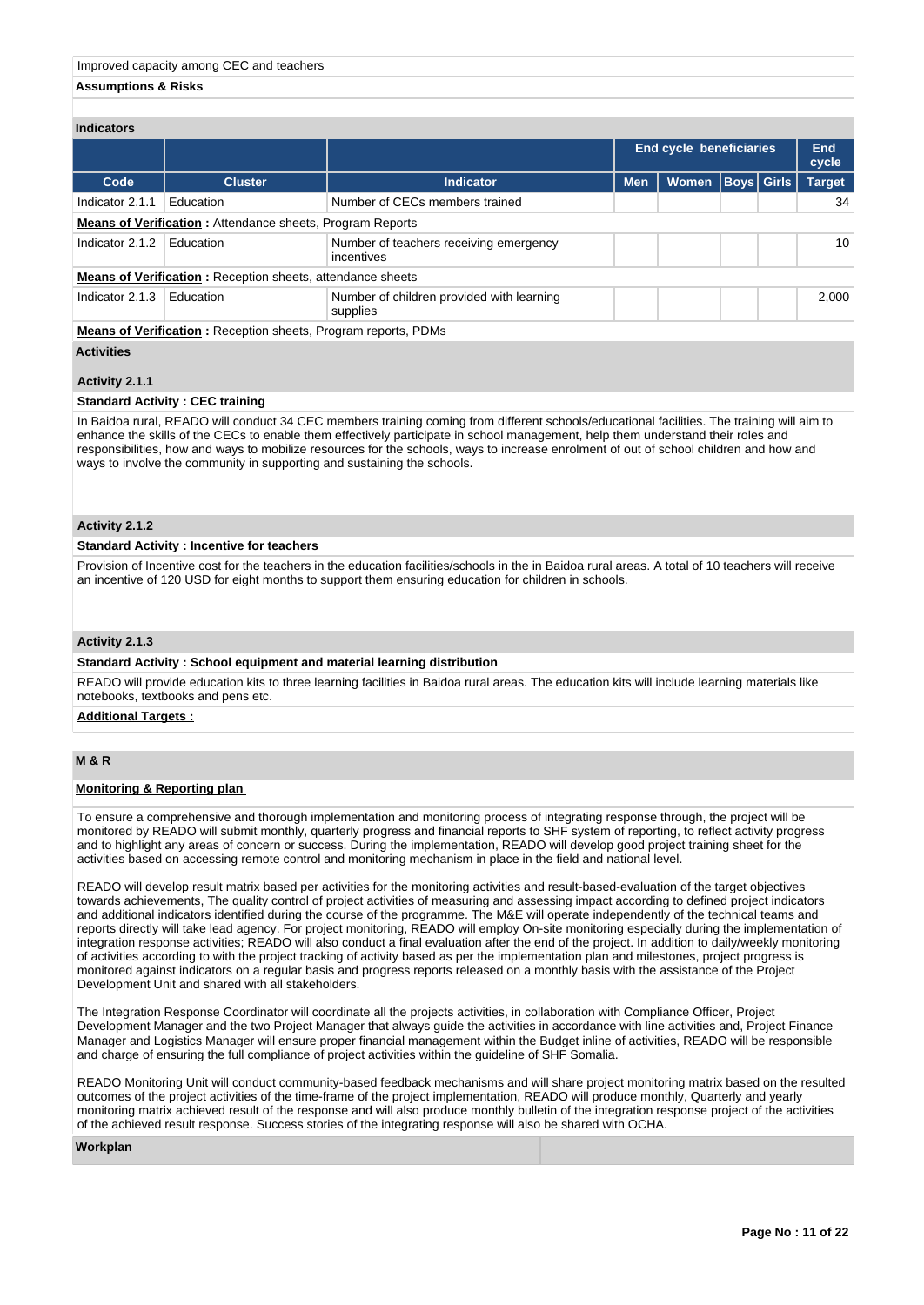Improved capacity among CEC and teachers

**Assumptions & Risks**

**Indicators**

| | | | End cycle beneficiaries | | | | End cycle |
|---|---|---|---|---|---|---|---|
| Code | Cluster | Indicator | Men | Women | Boys | Girls | Target |
| Indicator 2.1.1 | Education | Number of CECs members trained | | | | | 34 |
| **Means of Verification :** Attendance sheets, Program Reports | | | | | | | |
| Indicator 2.1.2 | Education | Number of teachers receiving emergency incentives | | | | | 10 |
| **Means of Verification :** Reception sheets, attendance sheets | | | | | | | |
| Indicator 2.1.3 | Education | Number of children provided with learning supplies | | | | | 2,000 |
| **Means of Verification :** Reception sheets, Program reports, PDMs | | | | | | | |

**Activities**

**Activity 2.1.1**

**Standard Activity : CEC training**

In Baidoa rural, READO will conduct 34 CEC members training coming from different schools/educational facilities. The training will aim to enhance the skills of the CECs to enable them effectively participate in school management, help them understand their roles and responsibilities, how and ways to mobilize resources for the schools, ways to increase enrolment of out of school children and how and ways to involve the community in supporting and sustaining the schools.

**Activity 2.1.2**

**Standard Activity : Incentive for teachers**

Provision of Incentive cost for the teachers in the education facilities/schools in the in Baidoa rural areas. A total of 10 teachers will receive an incentive of 120 USD for eight months to support them ensuring education for children in schools.

**Activity 2.1.3**

**Standard Activity : School equipment and material learning distribution**

READO will provide education kits to three learning facilities in Baidoa rural areas. The education kits will include learning materials like notebooks, textbooks and pens etc.

**Additional Targets :**

## M & R

**Monitoring & Reporting plan**

To ensure a comprehensive and thorough implementation and monitoring process of integrating response through, the project will be monitored by READO will submit monthly, quarterly progress and financial reports to SHF system of reporting, to reflect activity progress and to highlight any areas of concern or success. During the implementation, READO will develop good project training sheet for the activities based on accessing remote control and monitoring mechanism in place in the field and national level.

READO will develop result matrix based per activities for the monitoring activities and result-based-evaluation of the target objectives towards achievements, The quality control of project activities of measuring and assessing impact according to defined project indicators and additional indicators identified during the course of the programme. The M&E will operate independently of the technical teams and reports directly will take lead agency. For project monitoring, READO will employ On-site monitoring especially during the implementation of integration response activities; READO will also conduct a final evaluation after the end of the project. In addition to daily/weekly monitoring of activities according to with the project tracking of activity based as per the implementation plan and milestones, project progress is monitored against indicators on a regular basis and progress reports released on a monthly basis with the assistance of the Project Development Unit and shared with all stakeholders.

The Integration Response Coordinator will coordinate all the projects activities, in collaboration with Compliance Officer, Project Development Manager and the two Project Manager that always guide the activities in accordance with line activities and, Project Finance Manager and Logistics Manager will ensure proper financial management within the Budget inline of activities, READO will be responsible and charge of ensuring the full compliance of project activities within the guideline of SHF Somalia.

READO Monitoring Unit will conduct community-based feedback mechanisms and will share project monitoring matrix based on the resulted outcomes of the project activities of the time-frame of the project implementation, READO will produce monthly, Quarterly and yearly monitoring matrix achieved result of the response and will also produce monthly bulletin of the integration response project of the activities of the achieved result response. Success stories of the integrating response will also be shared with OCHA.

**Workplan**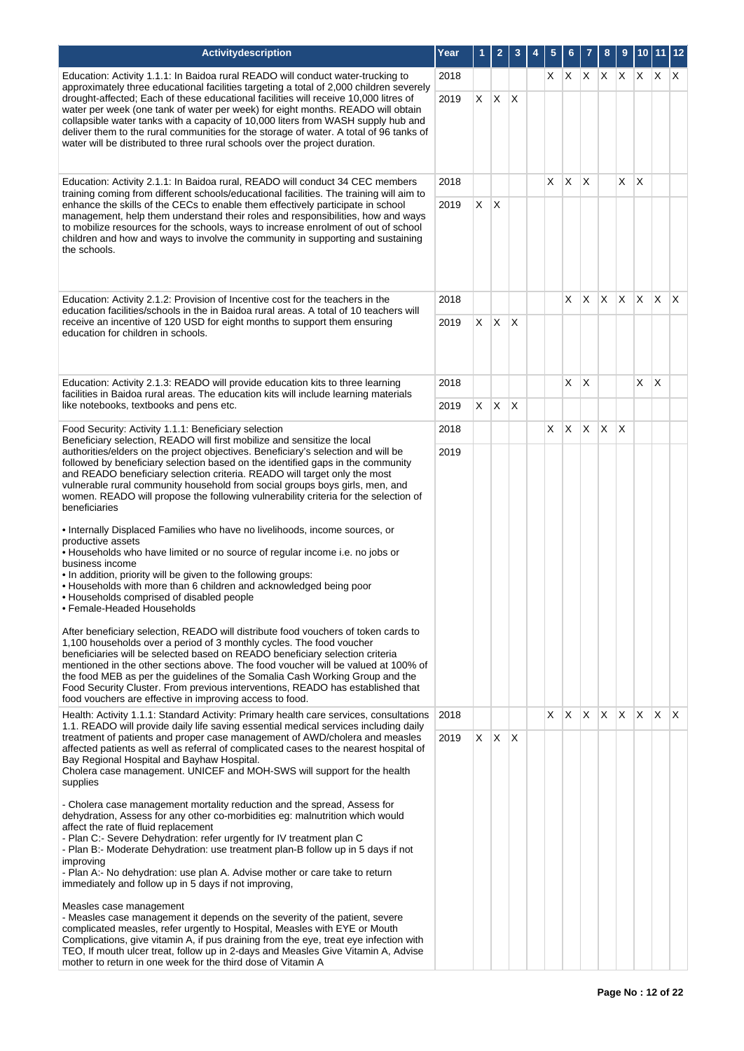| Activitydescription | Year | 1 | 2 | 3 | 4 | 5 | 6 | 7 | 8 | 9 | 10 | 11 | 12 |
|---|---|---|---|---|---|---|---|---|---|---|---|---|---|
| Education: Activity 1.1.1: In Baidoa rural READO will conduct water-trucking to approximately three educational facilities targeting a total of 2,000 children severely drought-affected; Each of these educational facilities will receive 10,000 litres of water per week (one tank of water per week) for eight months. READO will obtain collapsible water tanks with a capacity of 10,000 liters from WASH supply hub and deliver them to the rural communities for the storage of water. A total of 96 tanks of water will be distributed to three rural schools over the project duration. | 2018 | | | | | X | X | X | X | X | X | X | X |
| | 2019 | X | X | X | | | | | | | | | |
| Education: Activity 2.1.1: In Baidoa rural, READO will conduct 34 CEC members training coming from different schools/educational facilities. The training will aim to enhance the skills of the CECs to enable them effectively participate in school management, help them understand their roles and responsibilities, how and ways to mobilize resources for the schools, ways to increase enrolment of out of school children and how and ways to involve the community in supporting and sustaining the schools. | 2018 | | | | | X | X | X | | X | X | | |
| | 2019 | X | X | | | | | | | | | | |
| Education: Activity 2.1.2: Provision of Incentive cost for the teachers in the education facilities/schools in the in Baidoa rural areas. A total of 10 teachers will receive an incentive of 120 USD for eight months to support them ensuring education for children in schools. | 2018 | | | | | | X | X | X | X | X | X | X |
| | 2019 | X | X | X | | | | | | | | | |
| Education: Activity 2.1.3: READO will provide education kits to three learning facilities in Baidoa rural areas. The education kits will include learning materials like notebooks, textbooks and pens etc. | 2018 | | | | | | X | X | | | X | X | |
| | 2019 | X | X | X | | | | | | | | | |
| Food Security: Activity 1.1.1: Beneficiary selection<br>Beneficiary selection, READO will first mobilize and sensitize the local authorities/elders on the project objectives. Beneficiary's selection and will be followed by beneficiary selection based on the identified gaps in the community and READO beneficiary selection criteria. READO will target only the most vulnerable rural community household from social groups boys girls, men, and women. READO will propose the following vulnerability criteria for the selection of beneficiaries<br><br>• Internally Displaced Families who have no livelihoods, income sources, or productive assets<br>• Households who have limited or no source of regular income i.e. no jobs or business income<br>• In addition, priority will be given to the following groups:<br>• Households with more than 6 children and acknowledged being poor<br>• Households comprised of disabled people<br>• Female-Headed Households<br><br>After beneficiary selection, READO will distribute food vouchers of token cards to 1,100 households over a period of 3 monthly cycles. The food voucher beneficiaries will be selected based on READO beneficiary selection criteria mentioned in the other sections above. The food voucher will be valued at 100% of the food MEB as per the guidelines of the Somalia Cash Working Group and the Food Security Cluster. From previous interventions, READO has established that food vouchers are effective in improving access to food. | 2018 | | | | | X | X | X | X | X | | | |
| | 2019 | | | | | | | | | | | | |
| Health: Activity 1.1.1: Standard Activity: Primary health care services, consultations 1.1. READO will provide daily life saving essential medical services including daily treatment of patients and proper case management of AWD/cholera and measles affected patients as well as referral of complicated cases to the nearest hospital of Bay Regional Hospital and Bayhaw Hospital.<br>Cholera case management. UNICEF and MOH-SWS will support for the health supplies<br><br>- Cholera case management mortality reduction and the spread, Assess for dehydration, Assess for any other co-morbidities eg: malnutrition which would affect the rate of fluid replacement<br>- Plan C:- Severe Dehydration: refer urgently for IV treatment plan C<br>- Plan B:- Moderate Dehydration: use treatment plan-B follow up in 5 days if not improving<br>- Plan A:- No dehydration: use plan A. Advise mother or care take to return immediately and follow up in 5 days if not improving,<br><br>Measles case management<br>- Measles case management it depends on the severity of the patient, severe complicated measles, refer urgently to Hospital, Measles with EYE or Mouth Complications, give vitamin A, if pus draining from the eye, treat eye infection with TEO, If mouth ulcer treat, follow up in 2-days and Measles Give Vitamin A, Advise mother to return in one week for the third dose of Vitamin A | 2018 | | | | | X | X | X | X | X | X | X | X |
| | 2019 | X | X | X | | | | | | | | | |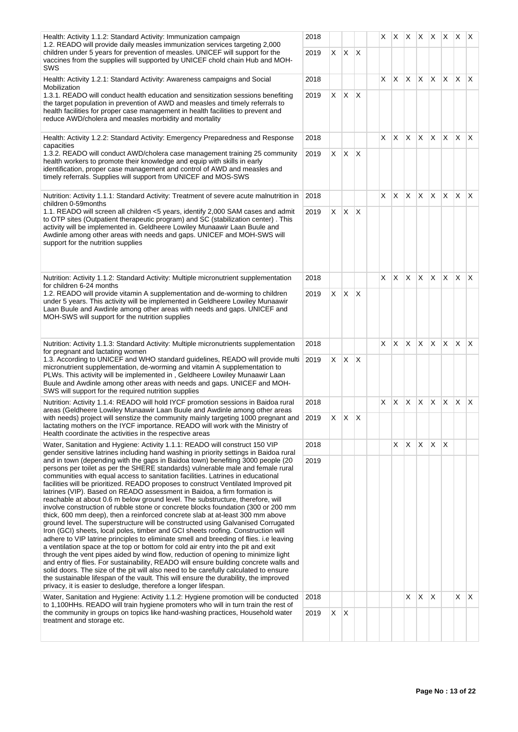| | | | | | | | | | | | | | |
|---|---|---|---|---|---|---|---|---|---|---|---|---|---|
| Health: Activity 1.1.2: Standard Activity: Immunization campaign<br>1.2. READO will provide daily measles immunization services targeting 2,000 children under 5 years for prevention of measles. UNICEF will support for the vaccines from the supplies will supported by UNICEF chold chain Hub and MOH-SWS | 2018 | | | | | X | X | X | X | X | X | X | X |
| | 2019 | X | X | X | | | | | | | | | |
| Health: Activity 1.2.1: Standard Activity: Awareness campaigns and Social Mobilization<br>1.3.1. READO will conduct health education and sensitization sessions benefiting the target population in prevention of AWD and measles and timely referrals to health facilities for proper case management in health facilities to prevent and reduce AWD/cholera and measles morbidity and mortality | 2018 | | | | | X | X | X | X | X | X | X | X |
| | 2019 | X | X | X | | | | | | | | | |
| Health: Activity 1.2.2: Standard Activity: Emergency Preparedness and Response capacities<br>1.3.2. READO will conduct AWD/cholera case management training 25 community health workers to promote their knowledge and equip with skills in early identification, proper case management and control of AWD and measles and timely referrals. Supplies will support from UNICEF and MOS-SWS | 2018 | | | | | X | X | X | X | X | X | X | X |
| | 2019 | X | X | X | | | | | | | | | |
| Nutrition: Activity 1.1.1: Standard Activity: Treatment of severe acute malnutrition in children 0-59months<br>1.1. READO will screen all children <5 years, identify 2,000 SAM cases and admit to OTP sites (Outpatient therapeutic program) and SC (stabilization center) . This activity will be implemented in. Geldheere Lowiley Munaawir Laan Buule and Awdinle among other areas with needs and gaps. UNICEF and MOH-SWS will support for the nutrition supplies | 2018 | | | | | X | X | X | X | X | X | X | X |
| | 2019 | X | X | X | | | | | | | | | |
| Nutrition: Activity 1.1.2: Standard Activity: Multiple micronutrient supplementation for children 6-24 months<br>1.2. READO will provide vitamin A supplementation and de-worming to children under 5 years. This activity will be implemented in Geldheere Lowiley Munaawir Laan Buule and Awdinle among other areas with needs and gaps. UNICEF and MOH-SWS will support for the nutrition supplies | 2018 | | | | | X | X | X | X | X | X | X | X |
| | 2019 | X | X | X | | | | | | | | | |
| Nutrition: Activity 1.1.3: Standard Activity: Multiple micronutrients supplementation for pregnant and lactating women<br>1.3. According to UNICEF and WHO standard guidelines, READO will provide multi micronutrient supplementation, de-worming and vitamin A supplementation to PLWs. This activity will be implemented in , Geldheere Lowiley Munaawir Laan Buule and Awdinle among other areas with needs and gaps. UNICEF and MOH-SWS will support for the required nutrition supplies | 2018 | | | | | X | X | X | X | X | X | X | X |
| | 2019 | X | X | X | | | | | | | | | |
| Nutrition: Activity 1.1.4: READO will hold IYCF promotion sessions in Baidoa rural areas (Geldheere Lowiley Munaawir Laan Buule and Awdinle among other areas with needs) project will senstize the community mainly targeting 1000 pregnant and lactating mothers on the IYCF importance. READO will work with the Ministry of Health coordinate the activities in the respective areas | 2018 | | | | | X | X | X | X | X | X | X | X |
| | 2019 | X | X | X | | | | | | | | | |
| Water, Sanitation and Hygiene: Activity 1.1.1: READO will construct 150 VIP gender sensitive latrines including hand washing in priority settings in Baidoa rural and in town (depending with the gaps in Baidoa town) benefiting 3000 people (20 persons per toilet as per the SHERE standards) vulnerable male and female rural communities with equal access to sanitation facilities. Latrines in educational facilities will be prioritized. READO proposes to construct Ventilated Improved pit latrines (VIP). Based on READO assessment in Baidoa, a firm formation is reachable at about 0.6 m below ground level. The substructure, therefore, will involve construction of rubble stone or concrete blocks foundation (300 or 200 mm thick, 600 mm deep), then a reinforced concrete slab at at-least 300 mm above ground level. The superstructure will be constructed using Galvanised Corrugated Iron (GCI) sheets, local poles, timber and GCI sheets roofing. Construction will adhere to VIP latrine principles to eliminate smell and breeding of flies. i.e leaving a ventilation space at the top or bottom for cold air entry into the pit and exit through the vent pipes aided by wind flow, reduction of opening to minimize light and entry of flies. For sustainability, READO will ensure building concrete walls and solid doors. The size of the pit will also need to be carefully calculated to ensure the sustainable lifespan of the vault. This will ensure the durability, the improved privacy, it is easier to desludge, therefore a longer lifespan. | 2018 | | | | | | X | X | X | X | X | | |
| | 2019 | | | | | | | | | | | | |
| Water, Sanitation and Hygiene: Activity 1.1.2: Hygiene promotion will be conducted to 1,100HHs. READO will train hygiene promoters who will in turn train the rest of the community in groups on topics like hand-washing practices, Household water treatment and storage etc. | 2018 | | | | | | | X | X | X | | X | X |
| | 2019 | X | X | | | | | | | | | | |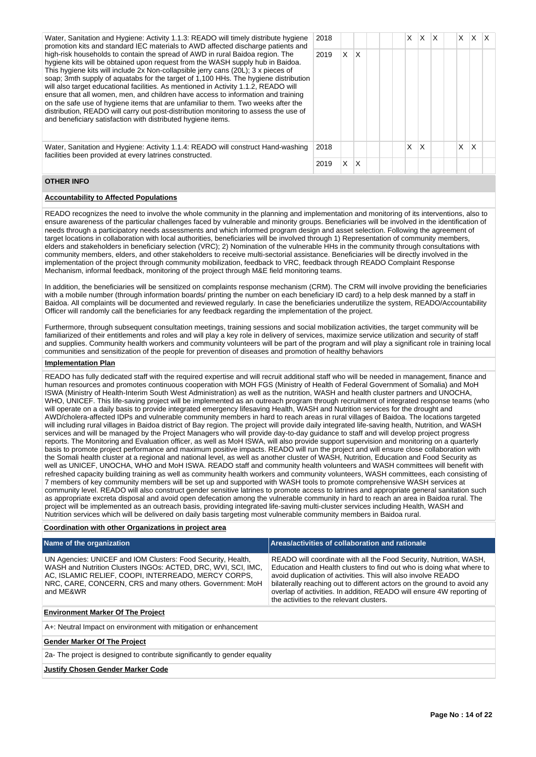| Activity | Year | 1 | 2 | 3 | 4 | 5 | 6 | 7 | 8 | 9 | 10 | 11 | 12 |
|---|---|---|---|---|---|---|---|---|---|---|---|---|---|
| Water, Sanitation and Hygiene: Activity 1.1.3: READO will timely distribute hygiene promotion kits and standard IEC materials to AWD affected discharge patients and high-risk households to contain the spread of AWD in rural Baidoa region. The hygiene kits will be obtained upon request from the WASH supply hub in Baidoa. This hygiene kits will include 2x Non-collapsible jerry cans (20L); 3 x pieces of soap; 3mth supply of aquatabs for the target of 1,100 HHs. The hygiene distribution will also target educational facilities. As mentioned in Activity 1.1.2, READO will ensure that all women, men, and children have access to information and training on the safe use of hygiene items that are unfamiliar to them. Two weeks after the distribution, READO will carry out post-distribution monitoring to assess the use of and beneficiary satisfaction with distributed hygiene items. | 2018 | | | | | | X | X | X | | X | X | X |
| | 2019 | X | X | | | | | | | | | | |
| Water, Sanitation and Hygiene: Activity 1.1.4: READO will construct Hand-washing facilities been provided at every latrines constructed. | 2018 | | | | | | X | X | | | X | X | |
| | 2019 | X | X | | | | | | | | | | |

## OTHER INFO

**Accountability to Affected Populations**

READO recognizes the need to involve the whole community in the planning and implementation and monitoring of its interventions, also to ensure awareness of the particular challenges faced by vulnerable and minority groups. Beneficiaries will be involved in the identification of needs through a participatory needs assessments and which informed program design and asset selection. Following the agreement of target locations in collaboration with local authorities, beneficiaries will be involved through 1) Representation of community members, elders and stakeholders in beneficiary selection (VRC); 2) Nomination of the vulnerable HHs in the community through consultations with community members, elders, and other stakeholders to receive multi-sectorial assistance. Beneficiaries will be directly involved in the implementation of the project through community mobilization, feedback to VRC, feedback through READO Complaint Response Mechanism, informal feedback, monitoring of the project through M&E field monitoring teams.

In addition, the beneficiaries will be sensitized on complaints response mechanism (CRM). The CRM will involve providing the beneficiaries with a mobile number (through information boards/ printing the number on each beneficiary ID card) to a help desk manned by a staff in Baidoa. All complaints will be documented and reviewed regularly. In case the beneficiaries underutilize the system, READO/Accountability Officer will randomly call the beneficiaries for any feedback regarding the implementation of the project.

Furthermore, through subsequent consultation meetings, training sessions and social mobilization activities, the target community will be familiarized of their entitlements and roles and will play a key role in delivery of services, maximize service utilization and security of staff and supplies. Community health workers and community volunteers will be part of the program and will play a significant role in training local communities and sensitization of the people for prevention of diseases and promotion of healthy behaviors

**Implementation Plan**

READO has fully dedicated staff with the required expertise and will recruit additional staff who will be needed in management, finance and human resources and promotes continuous cooperation with MOH FGS (Ministry of Health of Federal Government of Somalia) and MoH ISWA (Ministry of Health-Interim South West Administration) as well as the nutrition, WASH and health cluster partners and UNOCHA, WHO, UNICEF. This life-saving project will be implemented as an outreach program through recruitment of integrated response teams (who will operate on a daily basis to provide integrated emergency lifesaving Health, WASH and Nutrition services for the drought and AWD/cholera-affected IDPs and vulnerable community members in hard to reach areas in rural villages of Baidoa. The locations targeted will including rural villages in Baidoa district of Bay region. The project will provide daily integrated life-saving health, Nutrition, and WASH services and will be managed by the Project Managers who will provide day-to-day guidance to staff and will develop project progress reports. The Monitoring and Evaluation officer, as well as MoH ISWA, will also provide support supervision and monitoring on a quarterly basis to promote project performance and maximum positive impacts. READO will run the project and will ensure close collaboration with the Somali health cluster at a regional and national level, as well as another cluster of WASH, Nutrition, Education and Food Security as well as UNICEF, UNOCHA, WHO and MoH ISWA. READO staff and community health volunteers and WASH committees will benefit with refreshed capacity building training as well as community health workers and community volunteers, WASH committees, each consisting of 7 members of key community members will be set up and supported with WASH tools to promote comprehensive WASH services at community level. READO will also construct gender sensitive latrines to promote access to latrines and appropriate general sanitation such as appropriate excreta disposal and avoid open defecation among the vulnerable community in hard to reach an area in Baidoa rural. The project will be implemented as an outreach basis, providing integrated life-saving multi-cluster services including Health, WASH and Nutrition services which will be delivered on daily basis targeting most vulnerable community members in Baidoa rural.

**Coordination with other Organizations in project area**

| Name of the organization | Areas/activities of collaboration and rationale |
|---|---|
| UN Agencies: UNICEF and IOM Clusters: Food Security, Health, WASH and Nutrition Clusters INGOs: ACTED, DRC, WVI, SCI, IMC, AC, ISLAMIC RELIEF, COOPI, INTERREADO, MERCY CORPS, NRC, CARE, CONCERN, CRS and many others. Government: MoH and ME&WR | READO will coordinate with all the Food Security, Nutrition, WASH, Education and Health clusters to find out who is doing what where to avoid duplication of activities. This will also involve READO bilaterally reaching out to different actors on the ground to avoid any overlap of activities. In addition, READO will ensure 4W reporting of the activities to the relevant clusters. |

**Environment Marker Of The Project**

A+: Neutral Impact on environment with mitigation or enhancement

**Gender Marker Of The Project**

2a- The project is designed to contribute significantly to gender equality

**Justify Chosen Gender Marker Code**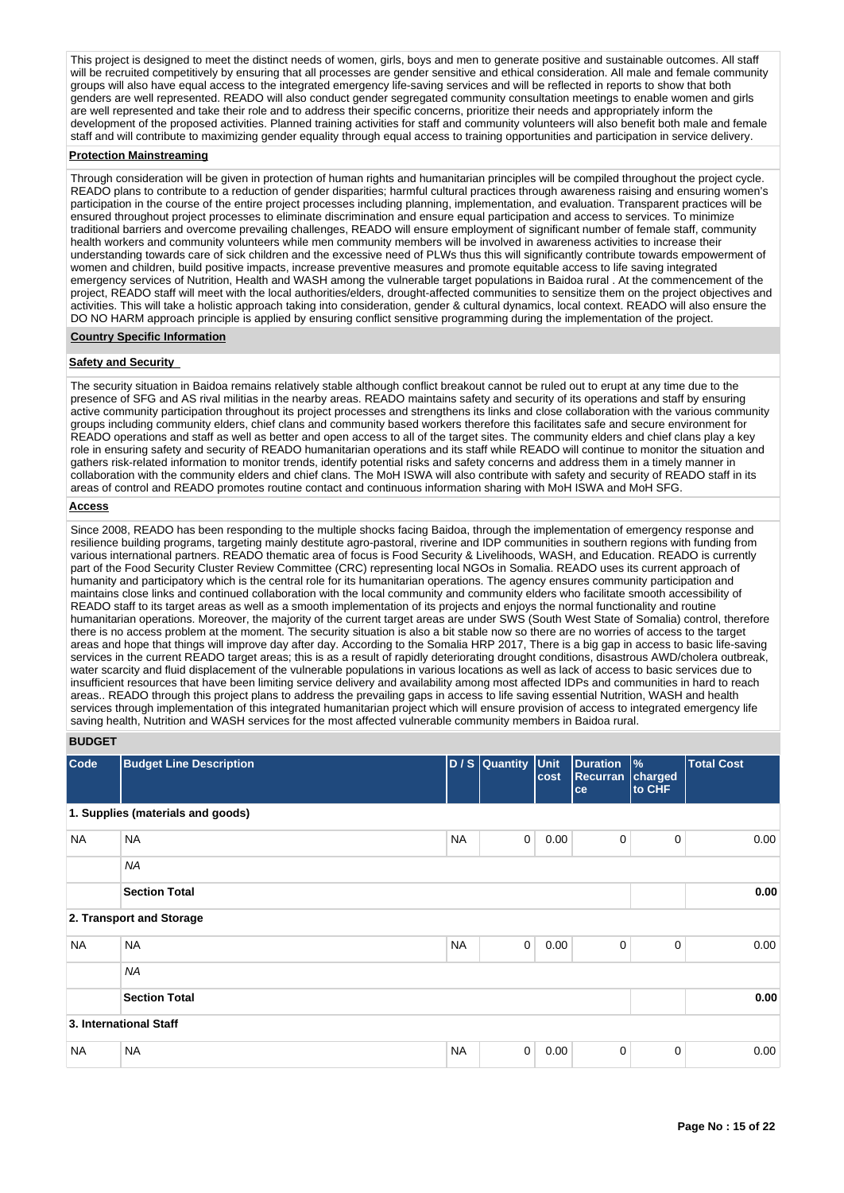This project is designed to meet the distinct needs of women, girls, boys and men to generate positive and sustainable outcomes. All staff will be recruited competitively by ensuring that all processes are gender sensitive and ethical consideration. All male and female community groups will also have equal access to the integrated emergency life-saving services and will be reflected in reports to show that both genders are well represented. READO will also conduct gender segregated community consultation meetings to enable women and girls are well represented and take their role and to address their specific concerns, prioritize their needs and appropriately inform the development of the proposed activities. Planned training activities for staff and community volunteers will also benefit both male and female staff and will contribute to maximizing gender equality through equal access to training opportunities and participation in service delivery.

**Protection Mainstreaming**

Through consideration will be given in protection of human rights and humanitarian principles will be compiled throughout the project cycle. READO plans to contribute to a reduction of gender disparities; harmful cultural practices through awareness raising and ensuring women's participation in the course of the entire project processes including planning, implementation, and evaluation. Transparent practices will be ensured throughout project processes to eliminate discrimination and ensure equal participation and access to services. To minimize traditional barriers and overcome prevailing challenges, READO will ensure employment of significant number of female staff, community health workers and community volunteers while men community members will be involved in awareness activities to increase their understanding towards care of sick children and the excessive need of PLWs thus this will significantly contribute towards empowerment of women and children, build positive impacts, increase preventive measures and promote equitable access to life saving integrated emergency services of Nutrition, Health and WASH among the vulnerable target populations in Baidoa rural . At the commencement of the project, READO staff will meet with the local authorities/elders, drought-affected communities to sensitize them on the project objectives and activities. This will take a holistic approach taking into consideration, gender & cultural dynamics, local context. READO will also ensure the DO NO HARM approach principle is applied by ensuring conflict sensitive programming during the implementation of the project.

**Country Specific Information**

**Safety and Security**

The security situation in Baidoa remains relatively stable although conflict breakout cannot be ruled out to erupt at any time due to the presence of SFG and AS rival militias in the nearby areas. READO maintains safety and security of its operations and staff by ensuring active community participation throughout its project processes and strengthens its links and close collaboration with the various community groups including community elders, chief clans and community based workers therefore this facilitates safe and secure environment for READO operations and staff as well as better and open access to all of the target sites. The community elders and chief clans play a key role in ensuring safety and security of READO humanitarian operations and its staff while READO will continue to monitor the situation and gathers risk-related information to monitor trends, identify potential risks and safety concerns and address them in a timely manner in collaboration with the community elders and chief clans. The MoH ISWA will also contribute with safety and security of READO staff in its areas of control and READO promotes routine contact and continuous information sharing with MoH ISWA and MoH SFG.

**Access**

Since 2008, READO has been responding to the multiple shocks facing Baidoa, through the implementation of emergency response and resilience building programs, targeting mainly destitute agro-pastoral, riverine and IDP communities in southern regions with funding from various international partners. READO thematic area of focus is Food Security & Livelihoods, WASH, and Education. READO is currently part of the Food Security Cluster Review Committee (CRC) representing local NGOs in Somalia. READO uses its current approach of humanity and participatory which is the central role for its humanitarian operations. The agency ensures community participation and maintains close links and continued collaboration with the local community and community elders who facilitate smooth accessibility of READO staff to its target areas as well as a smooth implementation of its projects and enjoys the normal functionality and routine humanitarian operations. Moreover, the majority of the current target areas are under SWS (South West State of Somalia) control, therefore there is no access problem at the moment. The security situation is also a bit stable now so there are no worries of access to the target areas and hope that things will improve day after day. According to the Somalia HRP 2017, There is a big gap in access to basic life-saving services in the current READO target areas; this is as a result of rapidly deteriorating drought conditions, disastrous AWD/cholera outbreak, water scarcity and fluid displacement of the vulnerable populations in various locations as well as lack of access to basic services due to insufficient resources that have been limiting service delivery and availability among most affected IDPs and communities in hard to reach areas.. READO through this project plans to address the prevailing gaps in access to life saving essential Nutrition, WASH and health services through implementation of this integrated humanitarian project which will ensure provision of access to integrated emergency life saving health, Nutrition and WASH services for the most affected vulnerable community members in Baidoa rural.

**BUDGET**

| Code | Budget Line Description | D / S | Quantity | Unit cost | Duration Recurrance | % charged to CHF | Total Cost |
|---|---|---|---|---|---|---|---|
| **1. Supplies (materials and goods)** | | | | | | | |
| NA | NA | NA | 0 | 0.00 | 0 | 0 | 0.00 |
| | *NA* | | | | | | |
| | **Section Total** | | | | | | **0.00** |
| **2. Transport and Storage** | | | | | | | |
| NA | NA | NA | 0 | 0.00 | 0 | 0 | 0.00 |
| | *NA* | | | | | | |
| | **Section Total** | | | | | | **0.00** |
| **3. International Staff** | | | | | | | |
| NA | NA | NA | 0 | 0.00 | 0 | 0 | 0.00 |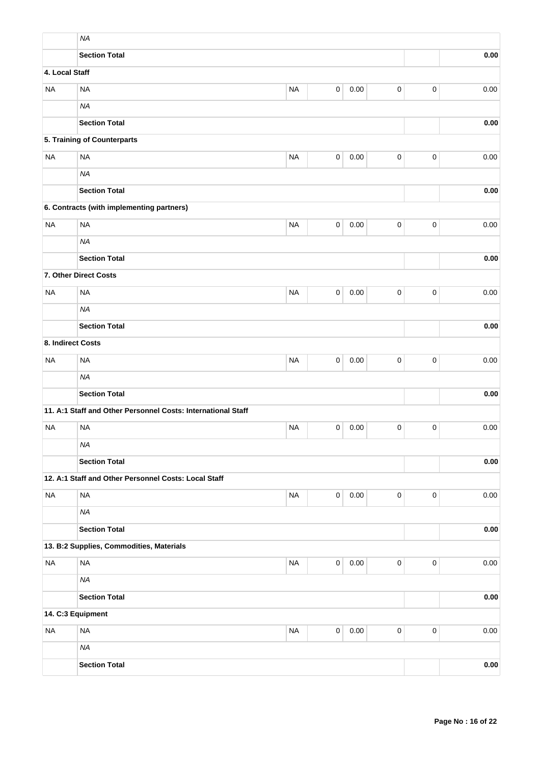| | NA | | | | | | |
|---|---|---|---|---|---|---|---|
| | **Section Total** | | | | | | **0.00** |
| **4. Local Staff** | | | | | | | |
| NA | NA | NA | 0 | 0.00 | 0 | 0 | 0.00 |
| | *NA* | | | | | | |
| | **Section Total** | | | | | | **0.00** |
| | **5. Training of Counterparts** | | | | | | |
| NA | NA | NA | 0 | 0.00 | 0 | 0 | 0.00 |
| | *NA* | | | | | | |
| | **Section Total** | | | | | | **0.00** |
| | **6. Contracts (with implementing partners)** | | | | | | |
| NA | NA | NA | 0 | 0.00 | 0 | 0 | 0.00 |
| | *NA* | | | | | | |
| | **Section Total** | | | | | | **0.00** |
| **7. Other Direct Costs** | | | | | | | |
| NA | NA | NA | 0 | 0.00 | 0 | 0 | 0.00 |
| | *NA* | | | | | | |
| | **Section Total** | | | | | | **0.00** |
| **8. Indirect Costs** | | | | | | | |
| NA | NA | NA | 0 | 0.00 | 0 | 0 | 0.00 |
| | *NA* | | | | | | |
| | **Section Total** | | | | | | **0.00** |
| | **11. A:1 Staff and Other Personnel Costs: International Staff** | | | | | | |
| NA | NA | NA | 0 | 0.00 | 0 | 0 | 0.00 |
| | *NA* | | | | | | |
| | **Section Total** | | | | | | **0.00** |
| | **12. A:1 Staff and Other Personnel Costs: Local Staff** | | | | | | |
| NA | NA | NA | 0 | 0.00 | 0 | 0 | 0.00 |
| | *NA* | | | | | | |
| | **Section Total** | | | | | | **0.00** |
| | **13. B:2 Supplies, Commodities, Materials** | | | | | | |
| NA | NA | NA | 0 | 0.00 | 0 | 0 | 0.00 |
| | *NA* | | | | | | |
| | **Section Total** | | | | | | **0.00** |
| **14. C:3 Equipment** | | | | | | | |
| NA | NA | NA | 0 | 0.00 | 0 | 0 | 0.00 |
| | *NA* | | | | | | |
| | **Section Total** | | | | | | **0.00** |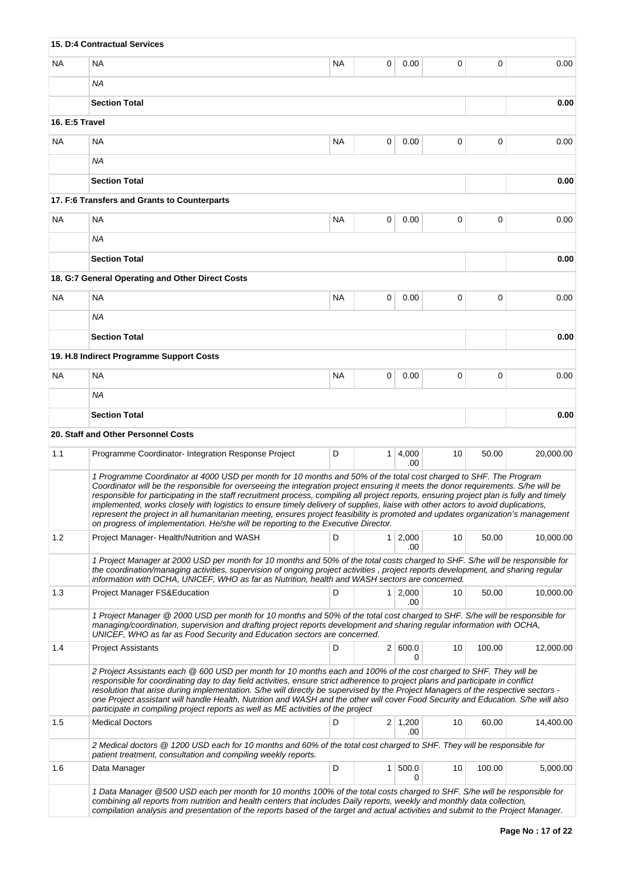| | | | | | | | |
|---|---|---|---|---|---|---|---|
| **15. D:4 Contractual Services** | | | | | | | |
| NA | NA | NA | 0 | 0.00 | 0 | 0 | 0.00 |
| | *NA* | | | | | | |
| | **Section Total** | | | | | | **0.00** |
| **16. E:5 Travel** | | | | | | | |
| NA | NA | NA | 0 | 0.00 | 0 | 0 | 0.00 |
| | *NA* | | | | | | |
| | **Section Total** | | | | | | **0.00** |
| **17. F:6 Transfers and Grants to Counterparts** | | | | | | | |
| NA | NA | NA | 0 | 0.00 | 0 | 0 | 0.00 |
| | *NA* | | | | | | |
| | **Section Total** | | | | | | **0.00** |
| **18. G:7 General Operating and Other Direct Costs** | | | | | | | |
| NA | NA | NA | 0 | 0.00 | 0 | 0 | 0.00 |
| | *NA* | | | | | | |
| | **Section Total** | | | | | | **0.00** |
| **19. H.8 Indirect Programme Support Costs** | | | | | | | |
| NA | NA | NA | 0 | 0.00 | 0 | 0 | 0.00 |
| | *NA* | | | | | | |
| | **Section Total** | | | | | | **0.00** |
| **20. Staff and Other Personnel Costs** | | | | | | | |
| 1.1 | Programme Coordinator- Integration Response Project | D | 1 | 4,000.00 | 10 | 50.00 | 20,000.00 |
| | *1 Programme Coordinator at 4000 USD per month for 10 months and 50% of the total cost charged to SHF. The Program Coordinator will be the responsible for overseeing the integration project ensuring it meets the donor requirements. S/he will be responsible for participating in the staff recruitment process, compiling all project reports, ensuring project plan is fully and timely implemented, works closely with logistics to ensure timely delivery of supplies, liaise with other actors to avoid duplications, represent the project in all humanitarian meeting, ensures project feasibility is promoted and updates organization's management on progress of implementation. He/she will be reporting to the Executive Director.* | | | | | | |
| 1.2 | Project Manager- Health/Nutrition and WASH | D | 1 | 2,000.00 | 10 | 50.00 | 10,000.00 |
| | *1 Project Manager at 2000 USD per month for 10 months and 50% of the total costs charged to SHF. S/he will be responsible for the coordination/managing activities, supervision of ongoing project activities , project reports development, and sharing regular information with OCHA, UNICEF, WHO as far as Nutrition, health and WASH sectors are concerned.* | | | | | | |
| 1.3 | Project Manager FS&Education | D | 1 | 2,000.00 | 10 | 50.00 | 10,000.00 |
| | *1 Project Manager @ 2000 USD per month for 10 months and 50% of the total cost charged to SHF. S/he will be responsible for managing/coordination, supervision and drafting project reports development and sharing regular information with OCHA, UNICEF, WHO as far as Food Security and Education sectors are concerned.* | | | | | | |
| 1.4 | Project Assistants | D | 2 | 600.00 | 10 | 100.00 | 12,000.00 |
| | *2 Project Assistants each @ 600 USD per month for 10 months each and 100% of the cost charged to SHF. They will be responsible for coordinating day to day field activities, ensure strict adherence to project plans and participate in conflict resolution that arise during implementation. S/he will directly be supervised by the Project Managers of the respective sectors - one Project assistant will handle Health, Nutrition and WASH and the other will cover Food Security and Education. S/he will also participate in compiling project reports as well as ME activities of the project* | | | | | | |
| 1.5 | Medical Doctors | D | 2 | 1,200.00 | 10 | 60.00 | 14,400.00 |
| | *2 Medical doctors @ 1200 USD each for 10 months and 60% of the total cost charged to SHF. They will be responsible for patient treatment, consultation and compiling weekly reports.* | | | | | | |
| 1.6 | Data Manager | D | 1 | 500.00 | 10 | 100.00 | 5,000.00 |
| | *1 Data Manager @500 USD each per month for 10 months 100% of the total costs charged to SHF. S/he will be responsible for combining all reports from nutrition and health centers that includes Daily reports, weekly and monthly data collection, compilation analysis and presentation of the reports based of the target and actual activities and submit to the Project Manager.* | | | | | | |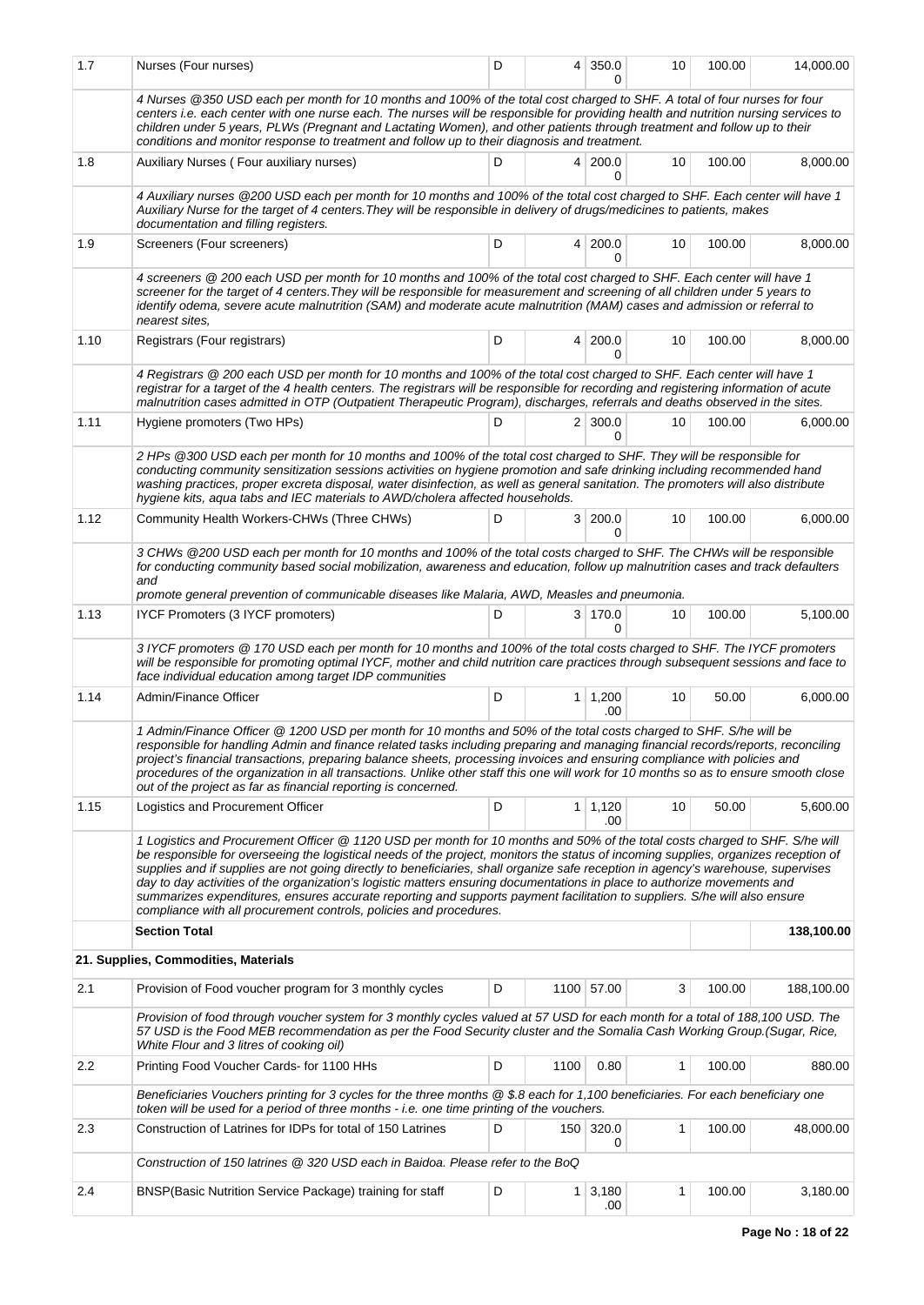| | | | | | | | |
|---|---|---|---|---|---|---|---|
| 1.7 | Nurses (Four nurses) | D | 4 | 350.00 | 10 | 100.00 | 14,000.00 |
| | *4 Nurses @350 USD each per month for 10 months and 100% of the total cost charged to SHF. A total of four nurses for four centers i.e. each center with one nurse each. The nurses will be responsible for providing health and nutrition nursing services to children under 5 years, PLWs (Pregnant and Lactating Women), and other patients through treatment and follow up to their conditions and monitor response to treatment and follow up to their diagnosis and treatment.* | | | | | | |
| 1.8 | Auxiliary Nurses ( Four auxiliary nurses) | D | 4 | 200.00 | 10 | 100.00 | 8,000.00 |
| | *4 Auxiliary nurses @200 USD each per month for 10 months and 100% of the total cost charged to SHF. Each center will have 1 Auxiliary Nurse for the target of 4 centers.They will be responsible in delivery of drugs/medicines to patients, makes documentation and filling registers.* | | | | | | |
| 1.9 | Screeners (Four screeners) | D | 4 | 200.00 | 10 | 100.00 | 8,000.00 |
| | *4 screeners @ 200 each USD per month for 10 months and 100% of the total cost charged to SHF. Each center will have 1 screener for the target of 4 centers.They will be responsible for measurement and screening of all children under 5 years to identify odema, severe acute malnutrition (SAM) and moderate acute malnutrition (MAM) cases and admission or referral to nearest sites,* | | | | | | |
| 1.10 | Registrars (Four registrars) | D | 4 | 200.00 | 10 | 100.00 | 8,000.00 |
| | *4 Registrars @ 200 each USD per month for 10 months and 100% of the total cost charged to SHF. Each center will have 1 registrar for a target of the 4 health centers. The registrars will be responsible for recording and registering information of acute malnutrition cases admitted in OTP (Outpatient Therapeutic Program), discharges, referrals and deaths observed in the sites.* | | | | | | |
| 1.11 | Hygiene promoters (Two HPs) | D | 2 | 300.00 | 10 | 100.00 | 6,000.00 |
| | *2 HPs @300 USD each per month for 10 months and 100% of the total cost charged to SHF. They will be responsible for conducting community sensitization sessions activities on hygiene promotion and safe drinking including recommended hand washing practices, proper excreta disposal, water disinfection, as well as general sanitation. The promoters will also distribute hygiene kits, aqua tabs and IEC materials to AWD/cholera affected households.* | | | | | | |
| 1.12 | Community Health Workers-CHWs (Three CHWs) | D | 3 | 200.00 | 10 | 100.00 | 6,000.00 |
| | *3 CHWs @200 USD each per month for 10 months and 100% of the total costs charged to SHF. The CHWs will be responsible for conducting community based social mobilization, awareness and education, follow up malnutrition cases and track defaulters and promote general prevention of communicable diseases like Malaria, AWD, Measles and pneumonia.* | | | | | | |
| 1.13 | IYCF Promoters (3 IYCF promoters) | D | 3 | 170.00 | 10 | 100.00 | 5,100.00 |
| | *3 IYCF promoters @ 170 USD each per month for 10 months and 100% of the total costs charged to SHF. The IYCF promoters will be responsible for promoting optimal IYCF, mother and child nutrition care practices through subsequent sessions and face to face individual education among target IDP communities* | | | | | | |
| 1.14 | Admin/Finance Officer | D | 1 | 1,200.00 | 10 | 50.00 | 6,000.00 |
| | *1 Admin/Finance Officer @ 1200 USD per month for 10 months and 50% of the total costs charged to SHF. S/he will be responsible for handling Admin and finance related tasks including preparing and managing financial records/reports, reconciling project's financial transactions, preparing balance sheets, processing invoices and ensuring compliance with policies and procedures of the organization in all transactions. Unlike other staff this one will work for 10 months so as to ensure smooth close out of the project as far as financial reporting is concerned.* | | | | | | |
| 1.15 | Logistics and Procurement Officer | D | 1 | 1,120.00 | 10 | 50.00 | 5,600.00 |
| | *1 Logistics and Procurement Officer @ 1120 USD per month for 10 months and 50% of the total costs charged to SHF. S/he will be responsible for overseeing the logistical needs of the project, monitors the status of incoming supplies, organizes reception of supplies and if supplies are not going directly to beneficiaries, shall organize safe reception in agency's warehouse, supervises day to day activities of the organization's logistic matters ensuring documentations in place to authorize movements and summarizes expenditures, ensures accurate reporting and supports payment facilitation to suppliers. S/he will also ensure compliance with all procurement controls, policies and procedures.* | | | | | | |
| | **Section Total** | | | | | | **138,100.00** |
| | **21. Supplies, Commodities, Materials** | | | | | | |
| 2.1 | Provision of Food voucher program for 3 monthly cycles | D | 1100 | 57.00 | 3 | 100.00 | 188,100.00 |
| | *Provision of food through voucher system for 3 monthly cycles valued at 57 USD for each month for a total of 188,100 USD. The 57 USD is the Food MEB recommendation as per the Food Security cluster and the Somalia Cash Working Group.(Sugar, Rice, White Flour and 3 litres of cooking oil)* | | | | | | |
| 2.2 | Printing Food Voucher Cards- for 1100 HHs | D | 1100 | 0.80 | 1 | 100.00 | 880.00 |
| | *Beneficiaries Vouchers printing for 3 cycles for the three months @ $.8 each for 1,100 beneficiaries. For each beneficiary one token will be used for a period of three months - i.e. one time printing of the vouchers.* | | | | | | |
| 2.3 | Construction of Latrines for IDPs for total of 150 Latrines | D | 150 | 320.00 | 1 | 100.00 | 48,000.00 |
| | *Construction of 150 latrines @ 320 USD each in Baidoa. Please refer to the BoQ* | | | | | | |
| 2.4 | BNSP(Basic Nutrition Service Package) training for staff | D | 1 | 3,180.00 | 1 | 100.00 | 3,180.00 |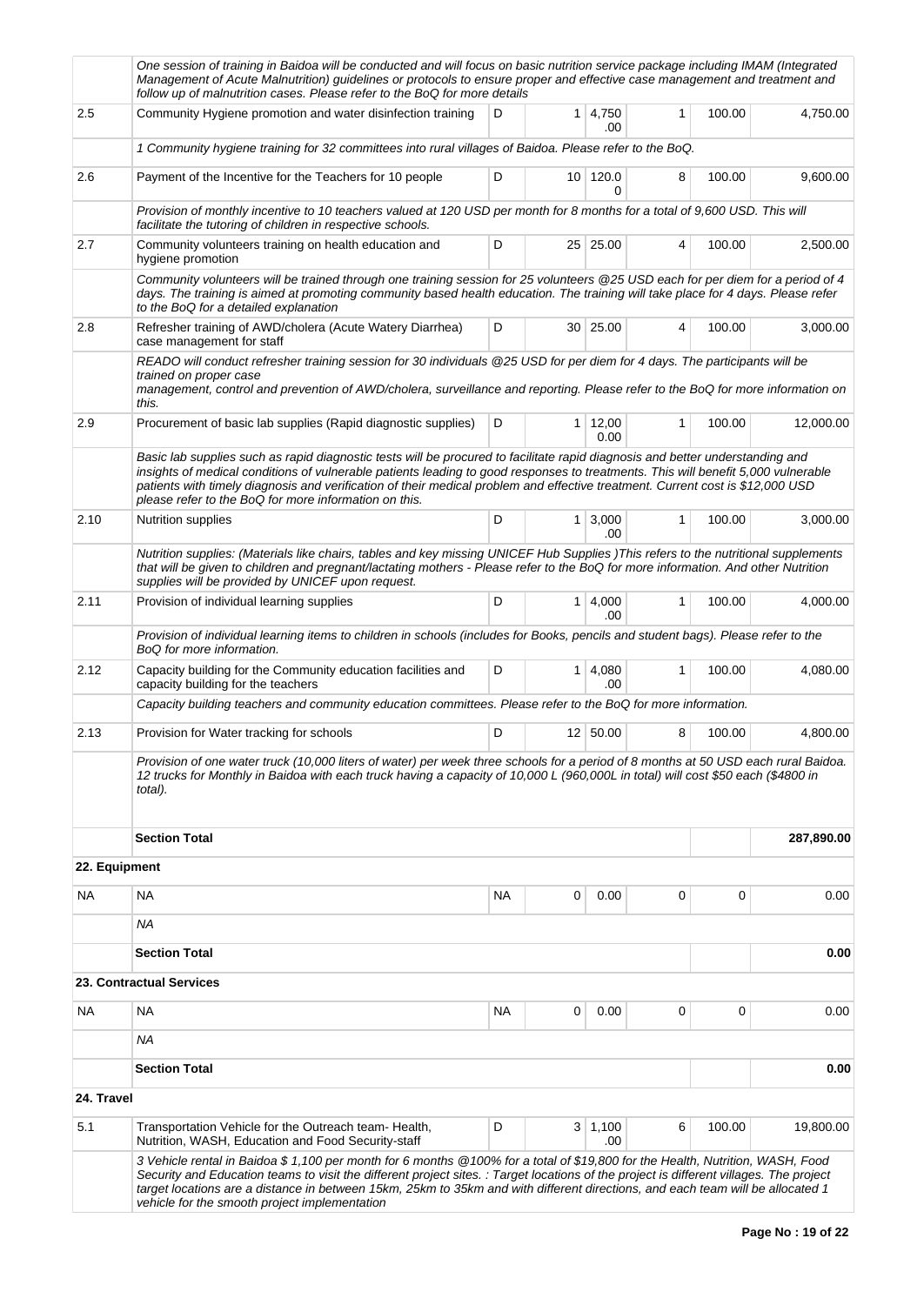| | One session of training in Baidoa will be conducted and will focus on basic nutrition service package including IMAM (Integrated Management of Acute Malnutrition) guidelines or protocols to ensure proper and effective case management and treatment and follow up of malnutrition cases. Please refer to the BoQ for more details | | | | | | |
|---|---|---|---|---|---|---|---|
| 2.5 | Community Hygiene promotion and water disinfection training | D | 1 | 4,750.00 | 1 | 100.00 | 4,750.00 |
| | *1 Community hygiene training for 32 committees into rural villages of Baidoa. Please refer to the BoQ.* | | | | | | |
| 2.6 | Payment of the Incentive for the Teachers for 10 people | D | 10 | 120.00 | 8 | 100.00 | 9,600.00 |
| | *Provision of monthly incentive to 10 teachers valued at 120 USD per month for 8 months for a total of 9,600 USD. This will facilitate the tutoring of children in respective schools.* | | | | | | |
| 2.7 | Community volunteers training on health education and hygiene promotion | D | 25 | 25.00 | 4 | 100.00 | 2,500.00 |
| | *Community volunteers will be trained through one training session for 25 volunteers @25 USD each for per diem for a period of 4 days. The training is aimed at promoting community based health education. The training will take place for 4 days. Please refer to the BoQ for a detailed explanation* | | | | | | |
| 2.8 | Refresher training of AWD/cholera (Acute Watery Diarrhea) case management for staff | D | 30 | 25.00 | 4 | 100.00 | 3,000.00 |
| | *READO will conduct refresher training session for 30 individuals @25 USD for per diem for 4 days. The participants will be trained on proper case management, control and prevention of AWD/cholera, surveillance and reporting. Please refer to the BoQ for more information on this.* | | | | | | |
| 2.9 | Procurement of basic lab supplies (Rapid diagnostic supplies) | D | 1 | 12,000.00 | 1 | 100.00 | 12,000.00 |
| | *Basic lab supplies such as rapid diagnostic tests will be procured to facilitate rapid diagnosis and better understanding and insights of medical conditions of vulnerable patients leading to good responses to treatments. This will benefit 5,000 vulnerable patients with timely diagnosis and verification of their medical problem and effective treatment. Current cost is $12,000 USD please refer to the BoQ for more information on this.* | | | | | | |
| 2.10 | Nutrition supplies | D | 1 | 3,000.00 | 1 | 100.00 | 3,000.00 |
| | *Nutrition supplies: (Materials like chairs, tables and key missing UNICEF Hub Supplies )This refers to the nutritional supplements that will be given to children and pregnant/lactating mothers - Please refer to the BoQ for more information. And other Nutrition supplies will be provided by UNICEF upon request.* | | | | | | |
| 2.11 | Provision of individual learning supplies | D | 1 | 4,000.00 | 1 | 100.00 | 4,000.00 |
| | *Provision of individual learning items to children in schools (includes for Books, pencils and student bags). Please refer to the BoQ for more information.* | | | | | | |
| 2.12 | Capacity building for the Community education facilities and capacity building for the teachers | D | 1 | 4,080.00 | 1 | 100.00 | 4,080.00 |
| | *Capacity building teachers and community education committees. Please refer to the BoQ for more information.* | | | | | | |
| 2.13 | Provision for Water tracking for schools | D | 12 | 50.00 | 8 | 100.00 | 4,800.00 |
| | *Provision of one water truck (10,000 liters of water) per week three schools for a period of 8 months at 50 USD each rural Baidoa. 12 trucks for Monthly in Baidoa with each truck having a capacity of 10,000 L (960,000L in total) will cost $50 each ($4800 in total).* | | | | | | |
| | **Section Total** | | | | | | **287,890.00** |
| **22. Equipment** | | | | | | | |
| NA | NA | NA | 0 | 0.00 | 0 | 0 | 0.00 |
| | *NA* | | | | | | |
| | **Section Total** | | | | | | **0.00** |
| **23. Contractual Services** | | | | | | | |
| NA | NA | NA | 0 | 0.00 | 0 | 0 | 0.00 |
| | *NA* | | | | | | |
| | **Section Total** | | | | | | **0.00** |
| **24. Travel** | | | | | | | |
| 5.1 | Transportation Vehicle for the Outreach team- Health, Nutrition, WASH, Education and Food Security-staff | D | 3 | 1,100.00 | 6 | 100.00 | 19,800.00 |
| | *3 Vehicle rental in Baidoa $ 1,100 per month for 6 months @100% for a total of $19,800 for the Health, Nutrition, WASH, Food Security and Education teams to visit the different project sites. : Target locations of the project is different villages. The project target locations are a distance in between 15km, 25km to 35km and with different directions, and each team will be allocated 1 vehicle for the smooth project implementation* | | | | | | |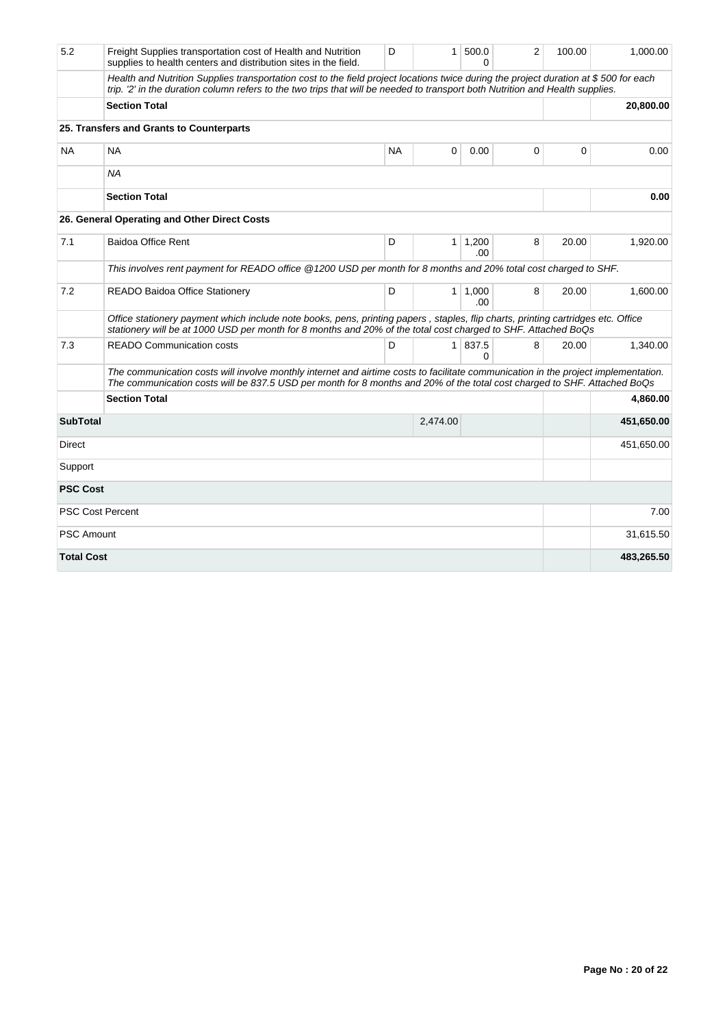| | | | | | | | |
|---|---|---|---|---|---|---|---|
| 5.2 | Freight Supplies transportation cost of Health and Nutrition supplies to health centers and distribution sites in the field. | D | 1 | 500.00 | 2 | 100.00 | 1,000.00 |
| | *Health and Nutrition Supplies transportation cost to the field project locations twice during the project duration at $ 500 for each trip. '2' in the duration column refers to the two trips that will be needed to transport both Nutrition and Health supplies.* | | | | | | |
| | **Section Total** | | | | | | **20,800.00** |
| | **25. Transfers and Grants to Counterparts** | | | | | | |
| NA | NA | NA | 0 | 0.00 | 0 | 0 | 0.00 |
| | *NA* | | | | | | |
| | **Section Total** | | | | | | **0.00** |
| | **26. General Operating and Other Direct Costs** | | | | | | |
| 7.1 | Baidoa Office Rent | D | 1 | 1,200.00 | 8 | 20.00 | 1,920.00 |
| | *This involves rent payment for READO office @1200 USD per month for 8 months and 20% total cost charged to SHF.* | | | | | | |
| 7.2 | READO Baidoa Office Stationery | D | 1 | 1,000.00 | 8 | 20.00 | 1,600.00 |
| | *Office stationery payment which include note books, pens, printing papers , staples, flip charts, printing cartridges etc. Office stationery will be at 1000 USD per month for 8 months and 20% of the total cost charged to SHF. Attached BoQs* | | | | | | |
| 7.3 | READO Communication costs | D | 1 | 837.50 | 8 | 20.00 | 1,340.00 |
| | *The communication costs will involve monthly internet and airtime costs to facilitate communication in the project implementation. The communication costs will be 837.5 USD per month for 8 months and 20% of the total cost charged to SHF. Attached BoQs* | | | | | | |
| | **Section Total** | | | | | | **4,860.00** |
| **SubTotal** | | | 2,474.00 | | | | **451,650.00** |
| Direct | | | | | | | 451,650.00 |
| Support | | | | | | | |
| **PSC Cost** | | | | | | | |
| PSC Cost Percent | | | | | | | 7.00 |
| PSC Amount | | | | | | | 31,615.50 |
| **Total Cost** | | | | | | | **483,265.50** |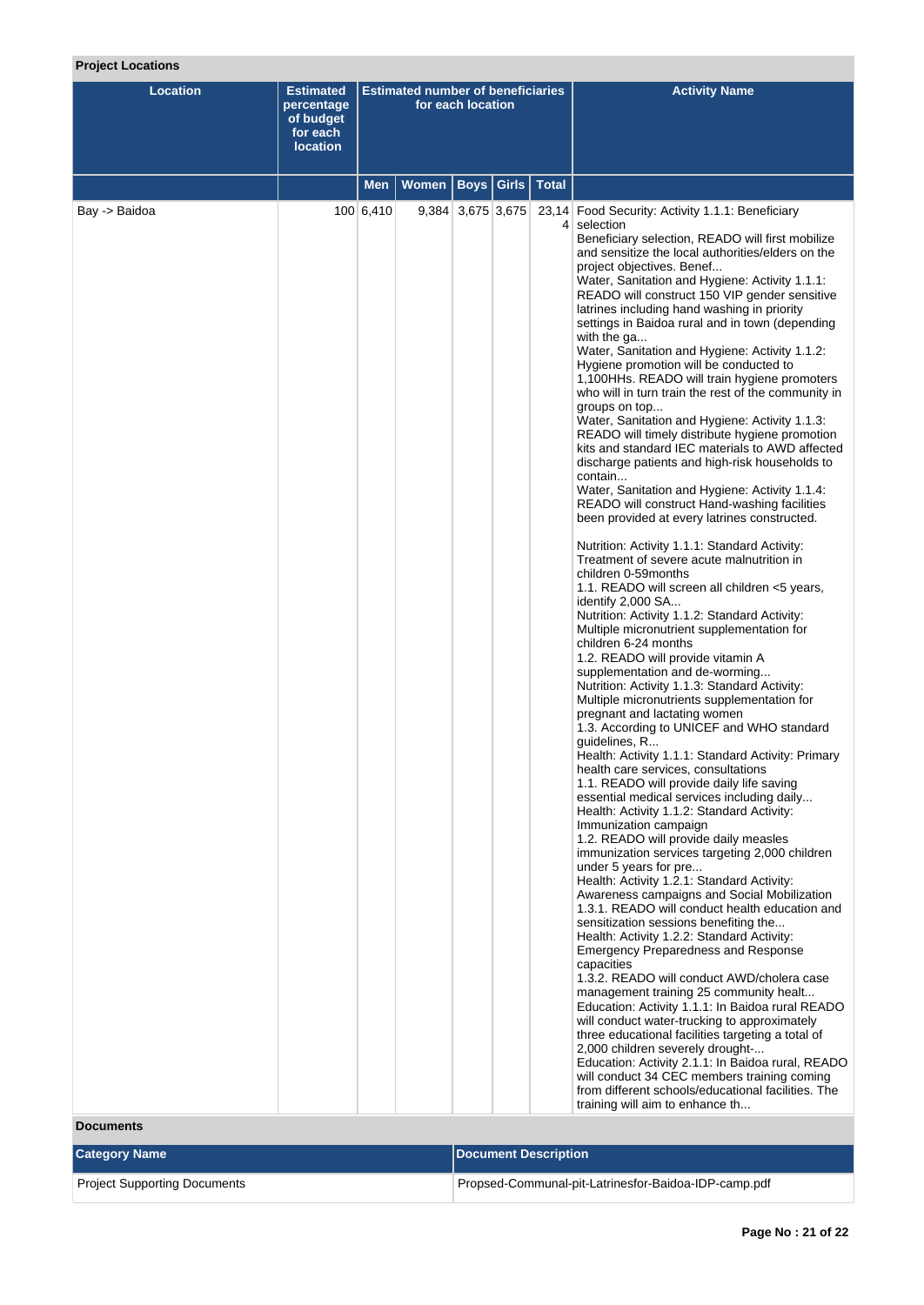**Project Locations**

| Location | Estimated percentage of budget for each location | Estimated number of beneficiaries for each location | | | | | Activity Name |
|---|---|---|---|---|---|---|---|
| | | Men | Women | Boys | Girls | Total | |
| Bay -> Baidoa | 100 | 6,410 | 9,384 | 3,675 | 3,675 | 23,144 | Food Security: Activity 1.1.1: Beneficiary selection<br>Beneficiary selection, READO will first mobilize and sensitize the local authorities/elders on the project objectives. Benef...<br>Water, Sanitation and Hygiene: Activity 1.1.1: READO will construct 150 VIP gender sensitive latrines including hand washing in priority settings in Baidoa rural and in town (depending with the ga...<br>Water, Sanitation and Hygiene: Activity 1.1.2: Hygiene promotion will be conducted to 1,100HHs. READO will train hygiene promoters who will in turn train the rest of the community in groups on top...<br>Water, Sanitation and Hygiene: Activity 1.1.3: READO will timely distribute hygiene promotion kits and standard IEC materials to AWD affected discharge patients and high-risk households to contain...<br>Water, Sanitation and Hygiene: Activity 1.1.4: READO will construct Hand-washing facilities been provided at every latrines constructed.<br><br>Nutrition: Activity 1.1.1: Standard Activity: Treatment of severe acute malnutrition in children 0-59months<br>1.1. READO will screen all children <5 years, identify 2,000 SA...<br>Nutrition: Activity 1.1.2: Standard Activity: Multiple micronutrient supplementation for children 6-24 months<br>1.2. READO will provide vitamin A supplementation and de-worming...<br>Nutrition: Activity 1.1.3: Standard Activity: Multiple micronutrients supplementation for pregnant and lactating women<br>1.3. According to UNICEF and WHO standard guidelines, R...<br>Health: Activity 1.1.1: Standard Activity: Primary health care services, consultations<br>1.1. READO will provide daily life saving essential medical services including daily...<br>Health: Activity 1.1.2: Standard Activity: Immunization campaign<br>1.2. READO will provide daily measles immunization services targeting 2,000 children under 5 years for pre...<br>Health: Activity 1.2.1: Standard Activity: Awareness campaigns and Social Mobilization<br>1.3.1. READO will conduct health education and sensitization sessions benefiting the...<br>Health: Activity 1.2.2: Standard Activity: Emergency Preparedness and Response capacities<br>1.3.2. READO will conduct AWD/cholera case management training 25 community healt...<br>Education: Activity 1.1.1: In Baidoa rural READO will conduct water-trucking to approximately three educational facilities targeting a total of 2,000 children severely drought-...<br>Education: Activity 2.1.1: In Baidoa rural, READO will conduct 34 CEC members training coming from different schools/educational facilities. The training will aim to enhance th... |

**Documents**

| Category Name | Document Description |
|---|---|
| Project Supporting Documents | Propsed-Communal-pit-Latrinesfor-Baidoa-IDP-camp.pdf |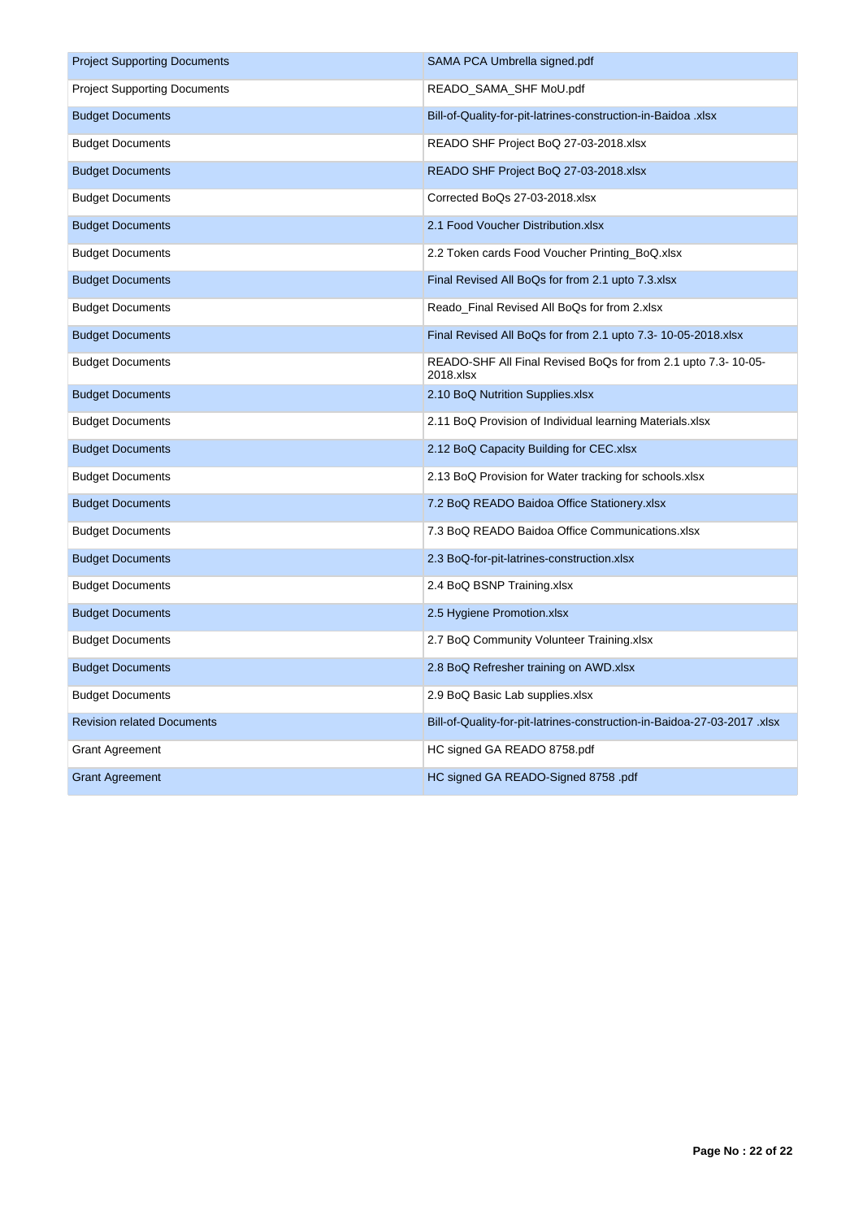| | |
|---|---|
| Project Supporting Documents | SAMA PCA Umbrella signed.pdf |
| Project Supporting Documents | READO_SAMA_SHF MoU.pdf |
| Budget Documents | Bill-of-Quality-for-pit-latrines-construction-in-Baidoa .xlsx |
| Budget Documents | READO SHF Project BoQ 27-03-2018.xlsx |
| Budget Documents | READO SHF Project BoQ 27-03-2018.xlsx |
| Budget Documents | Corrected BoQs 27-03-2018.xlsx |
| Budget Documents | 2.1 Food Voucher Distribution.xlsx |
| Budget Documents | 2.2 Token cards Food Voucher Printing_BoQ.xlsx |
| Budget Documents | Final Revised All BoQs for from 2.1 upto 7.3.xlsx |
| Budget Documents | Reado_Final Revised All BoQs for from 2.xlsx |
| Budget Documents | Final Revised All BoQs for from 2.1 upto 7.3- 10-05-2018.xlsx |
| Budget Documents | READO-SHF All Final Revised BoQs for from 2.1 upto 7.3- 10-05-2018.xlsx |
| Budget Documents | 2.10 BoQ Nutrition Supplies.xlsx |
| Budget Documents | 2.11 BoQ Provision of Individual learning Materials.xlsx |
| Budget Documents | 2.12 BoQ Capacity Building for CEC.xlsx |
| Budget Documents | 2.13 BoQ Provision for Water tracking for schools.xlsx |
| Budget Documents | 7.2 BoQ READO Baidoa Office Stationery.xlsx |
| Budget Documents | 7.3 BoQ READO Baidoa Office Communications.xlsx |
| Budget Documents | 2.3 BoQ-for-pit-latrines-construction.xlsx |
| Budget Documents | 2.4 BoQ BSNP Training.xlsx |
| Budget Documents | 2.5 Hygiene Promotion.xlsx |
| Budget Documents | 2.7 BoQ Community Volunteer Training.xlsx |
| Budget Documents | 2.8 BoQ Refresher training on AWD.xlsx |
| Budget Documents | 2.9 BoQ Basic Lab supplies.xlsx |
| Revision related Documents | Bill-of-Quality-for-pit-latrines-construction-in-Baidoa-27-03-2017 .xlsx |
| Grant Agreement | HC signed GA READO 8758.pdf |
| Grant Agreement | HC signed GA READO-Signed 8758 .pdf |